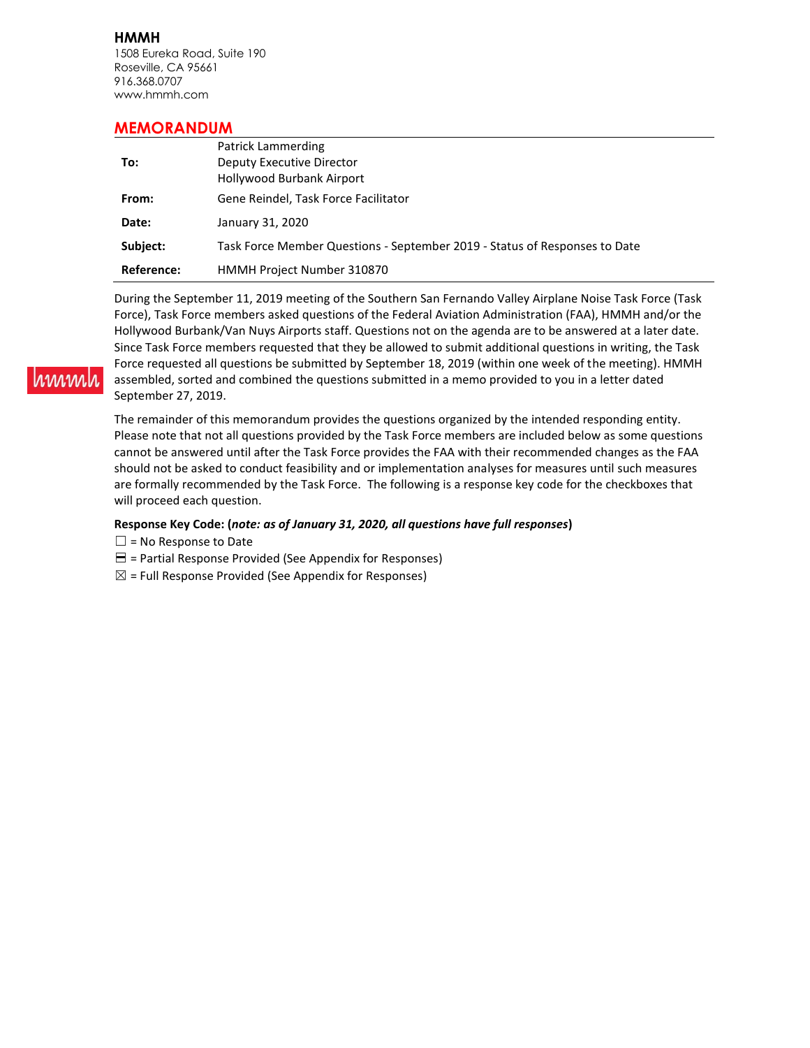**HMMH**
1508 Eureka Road, Suite 190
Roseville, CA 95661
916.368.0707
www.hmmh.com

## MEMORANDUM

| | |
|---|---|
| **To:** | Patrick Lammerding<br>Deputy Executive Director<br>Hollywood Burbank Airport |
| **From:** | Gene Reindel, Task Force Facilitator |
| **Date:** | January 31, 2020 |
| **Subject:** | Task Force Member Questions - September 2019 - Status of Responses to Date |
| **Reference:** | HMMH Project Number 310870 |

During the September 11, 2019 meeting of the Southern San Fernando Valley Airplane Noise Task Force (Task Force), Task Force members asked questions of the Federal Aviation Administration (FAA), HMMH and/or the Hollywood Burbank/Van Nuys Airports staff. Questions not on the agenda are to be answered at a later date. Since Task Force members requested that they be allowed to submit additional questions in writing, the Task Force requested all questions be submitted by September 18, 2019 (within one week of the meeting). HMMH assembled, sorted and combined the questions submitted in a memo provided to you in a letter dated September 27, 2019.

The remainder of this memorandum provides the questions organized by the intended responding entity. Please note that not all questions provided by the Task Force members are included below as some questions cannot be answered until after the Task Force provides the FAA with their recommended changes as the FAA should not be asked to conduct feasibility and or implementation analyses for measures until such measures are formally recommended by the Task Force. The following is a response key code for the checkboxes that will proceed each question.

**Response Key Code: (*note: as of January 31, 2020, all questions have full responses*)**

☐ = No Response to Date

⊟ = Partial Response Provided (See Appendix for Responses)

☒ = Full Response Provided (See Appendix for Responses)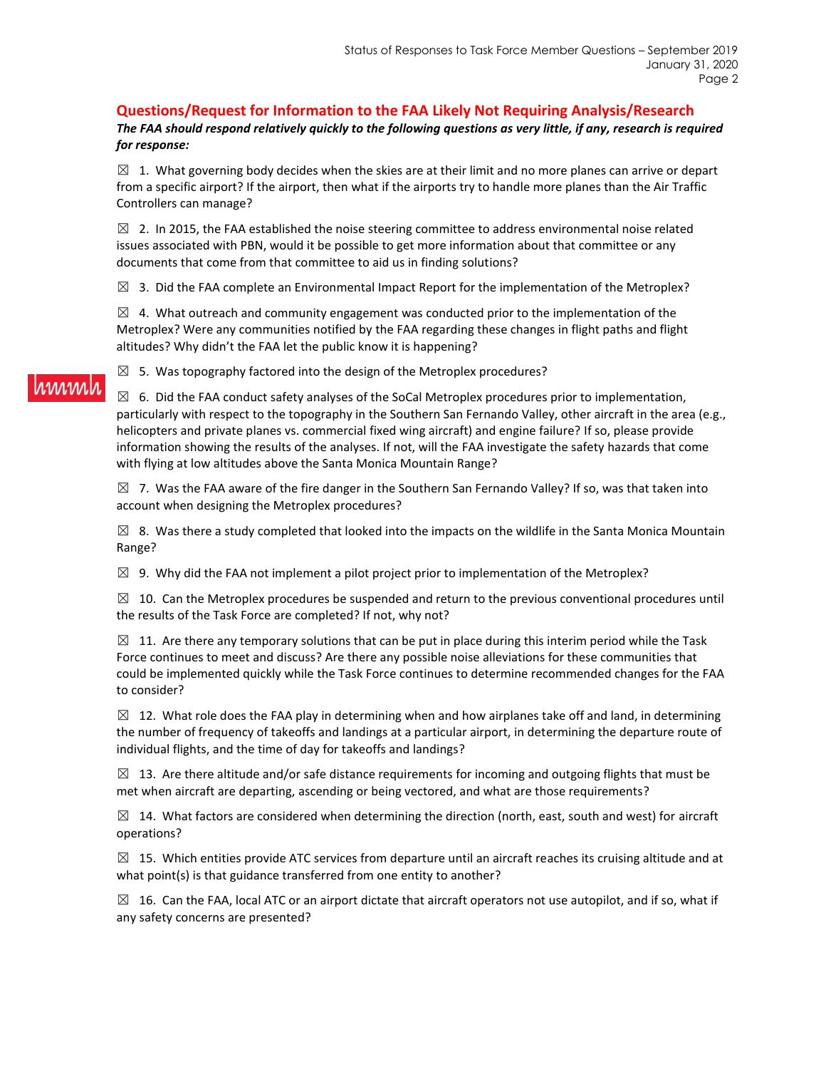## Questions/Request for Information to the FAA Likely Not Requiring Analysis/Research

***The FAA should respond relatively quickly to the following questions as very little, if any, research is required for response:***

☒ 1. What governing body decides when the skies are at their limit and no more planes can arrive or depart from a specific airport? If the airport, then what if the airports try to handle more planes than the Air Traffic Controllers can manage?

☒ 2. In 2015, the FAA established the noise steering committee to address environmental noise related issues associated with PBN, would it be possible to get more information about that committee or any documents that come from that committee to aid us in finding solutions?

☒ 3. Did the FAA complete an Environmental Impact Report for the implementation of the Metroplex?

☒ 4. What outreach and community engagement was conducted prior to the implementation of the Metroplex? Were any communities notified by the FAA regarding these changes in flight paths and flight altitudes? Why didn't the FAA let the public know it is happening?

☒ 5. Was topography factored into the design of the Metroplex procedures?

☒ 6. Did the FAA conduct safety analyses of the SoCal Metroplex procedures prior to implementation, particularly with respect to the topography in the Southern San Fernando Valley, other aircraft in the area (e.g., helicopters and private planes vs. commercial fixed wing aircraft) and engine failure? If so, please provide information showing the results of the analyses. If not, will the FAA investigate the safety hazards that come with flying at low altitudes above the Santa Monica Mountain Range?

☒ 7. Was the FAA aware of the fire danger in the Southern San Fernando Valley? If so, was that taken into account when designing the Metroplex procedures?

☒ 8. Was there a study completed that looked into the impacts on the wildlife in the Santa Monica Mountain Range?

☒ 9. Why did the FAA not implement a pilot project prior to implementation of the Metroplex?

☒ 10. Can the Metroplex procedures be suspended and return to the previous conventional procedures until the results of the Task Force are completed? If not, why not?

☒ 11. Are there any temporary solutions that can be put in place during this interim period while the Task Force continues to meet and discuss? Are there any possible noise alleviations for these communities that could be implemented quickly while the Task Force continues to determine recommended changes for the FAA to consider?

☒ 12. What role does the FAA play in determining when and how airplanes take off and land, in determining the number of frequency of takeoffs and landings at a particular airport, in determining the departure route of individual flights, and the time of day for takeoffs and landings?

☒ 13. Are there altitude and/or safe distance requirements for incoming and outgoing flights that must be met when aircraft are departing, ascending or being vectored, and what are those requirements?

☒ 14. What factors are considered when determining the direction (north, east, south and west) for aircraft operations?

☒ 15. Which entities provide ATC services from departure until an aircraft reaches its cruising altitude and at what point(s) is that guidance transferred from one entity to another?

☒ 16. Can the FAA, local ATC or an airport dictate that aircraft operators not use autopilot, and if so, what if any safety concerns are presented?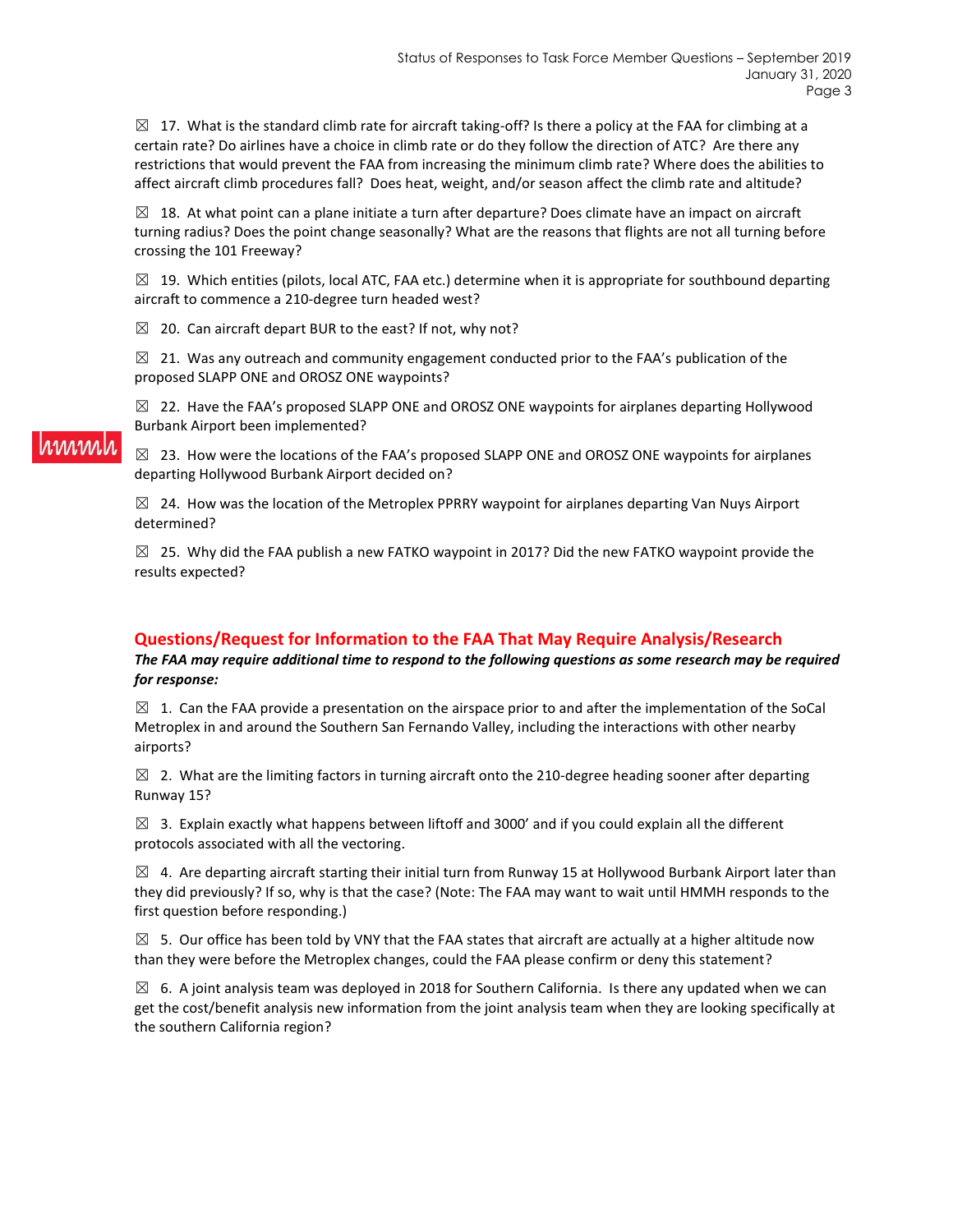☒ 17. What is the standard climb rate for aircraft taking-off? Is there a policy at the FAA for climbing at a certain rate? Do airlines have a choice in climb rate or do they follow the direction of ATC? Are there any restrictions that would prevent the FAA from increasing the minimum climb rate? Where does the abilities to affect aircraft climb procedures fall? Does heat, weight, and/or season affect the climb rate and altitude?

☒ 18. At what point can a plane initiate a turn after departure? Does climate have an impact on aircraft turning radius? Does the point change seasonally? What are the reasons that flights are not all turning before crossing the 101 Freeway?

☒ 19. Which entities (pilots, local ATC, FAA etc.) determine when it is appropriate for southbound departing aircraft to commence a 210-degree turn headed west?

☒ 20. Can aircraft depart BUR to the east? If not, why not?

☒ 21. Was any outreach and community engagement conducted prior to the FAA's publication of the proposed SLAPP ONE and OROSZ ONE waypoints?

☒ 22. Have the FAA's proposed SLAPP ONE and OROSZ ONE waypoints for airplanes departing Hollywood Burbank Airport been implemented?

☒ 23. How were the locations of the FAA's proposed SLAPP ONE and OROSZ ONE waypoints for airplanes departing Hollywood Burbank Airport decided on?

☒ 24. How was the location of the Metroplex PPRRY waypoint for airplanes departing Van Nuys Airport determined?

☒ 25. Why did the FAA publish a new FATKO waypoint in 2017? Did the new FATKO waypoint provide the results expected?

## Questions/Request for Information to the FAA That May Require Analysis/Research

***The FAA may require additional time to respond to the following questions as some research may be required for response:***

☒ 1. Can the FAA provide a presentation on the airspace prior to and after the implementation of the SoCal Metroplex in and around the Southern San Fernando Valley, including the interactions with other nearby airports?

☒ 2. What are the limiting factors in turning aircraft onto the 210-degree heading sooner after departing Runway 15?

☒ 3. Explain exactly what happens between liftoff and 3000' and if you could explain all the different protocols associated with all the vectoring.

☒ 4. Are departing aircraft starting their initial turn from Runway 15 at Hollywood Burbank Airport later than they did previously? If so, why is that the case? (Note: The FAA may want to wait until HMMH responds to the first question before responding.)

☒ 5. Our office has been told by VNY that the FAA states that aircraft are actually at a higher altitude now than they were before the Metroplex changes, could the FAA please confirm or deny this statement?

☒ 6. A joint analysis team was deployed in 2018 for Southern California. Is there any updated when we can get the cost/benefit analysis new information from the joint analysis team when they are looking specifically at the southern California region?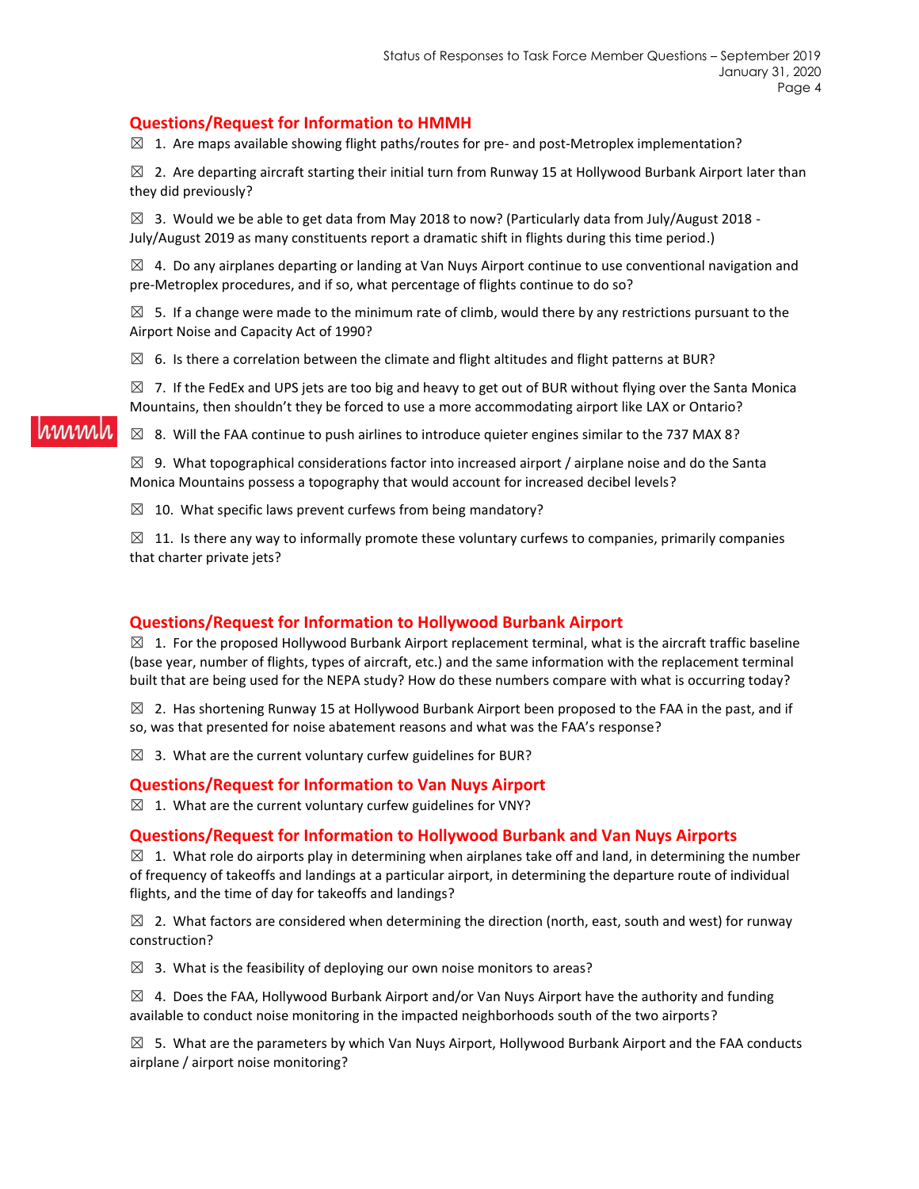## Questions/Request for Information to HMMH

☒ 1. Are maps available showing flight paths/routes for pre- and post-Metroplex implementation?

☒ 2. Are departing aircraft starting their initial turn from Runway 15 at Hollywood Burbank Airport later than they did previously?

☒ 3. Would we be able to get data from May 2018 to now? (Particularly data from July/August 2018 - July/August 2019 as many constituents report a dramatic shift in flights during this time period.)

☒ 4. Do any airplanes departing or landing at Van Nuys Airport continue to use conventional navigation and pre-Metroplex procedures, and if so, what percentage of flights continue to do so?

☒ 5. If a change were made to the minimum rate of climb, would there by any restrictions pursuant to the Airport Noise and Capacity Act of 1990?

☒ 6. Is there a correlation between the climate and flight altitudes and flight patterns at BUR?

☒ 7. If the FedEx and UPS jets are too big and heavy to get out of BUR without flying over the Santa Monica Mountains, then shouldn't they be forced to use a more accommodating airport like LAX or Ontario?

☒ 8. Will the FAA continue to push airlines to introduce quieter engines similar to the 737 MAX 8?

☒ 9. What topographical considerations factor into increased airport / airplane noise and do the Santa Monica Mountains possess a topography that would account for increased decibel levels?

☒ 10. What specific laws prevent curfews from being mandatory?

☒ 11. Is there any way to informally promote these voluntary curfews to companies, primarily companies that charter private jets?

## Questions/Request for Information to Hollywood Burbank Airport

☒ 1. For the proposed Hollywood Burbank Airport replacement terminal, what is the aircraft traffic baseline (base year, number of flights, types of aircraft, etc.) and the same information with the replacement terminal built that are being used for the NEPA study? How do these numbers compare with what is occurring today?

☒ 2. Has shortening Runway 15 at Hollywood Burbank Airport been proposed to the FAA in the past, and if so, was that presented for noise abatement reasons and what was the FAA's response?

☒ 3. What are the current voluntary curfew guidelines for BUR?

## Questions/Request for Information to Van Nuys Airport

☒ 1. What are the current voluntary curfew guidelines for VNY?

## Questions/Request for Information to Hollywood Burbank and Van Nuys Airports

☒ 1. What role do airports play in determining when airplanes take off and land, in determining the number of frequency of takeoffs and landings at a particular airport, in determining the departure route of individual flights, and the time of day for takeoffs and landings?

☒ 2. What factors are considered when determining the direction (north, east, south and west) for runway construction?

☒ 3. What is the feasibility of deploying our own noise monitors to areas?

☒ 4. Does the FAA, Hollywood Burbank Airport and/or Van Nuys Airport have the authority and funding available to conduct noise monitoring in the impacted neighborhoods south of the two airports?

☒ 5. What are the parameters by which Van Nuys Airport, Hollywood Burbank Airport and the FAA conducts airplane / airport noise monitoring?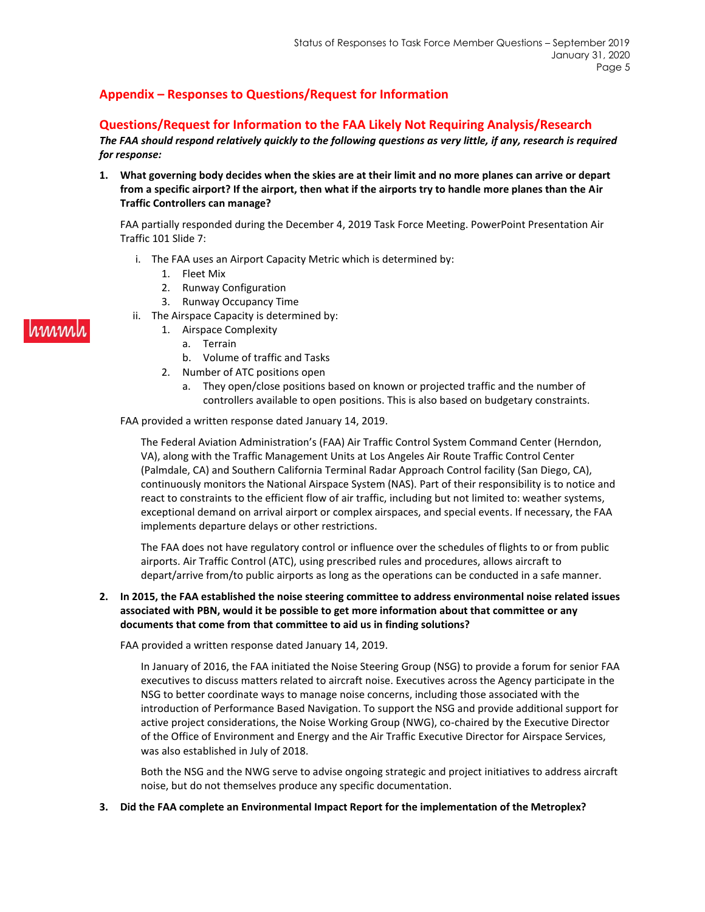## Appendix – Responses to Questions/Request for Information

## Questions/Request for Information to the FAA Likely Not Requiring Analysis/Research

***The FAA should respond relatively quickly to the following questions as very little, if any, research is required for response:***

1. **What governing body decides when the skies are at their limit and no more planes can arrive or depart from a specific airport? If the airport, then what if the airports try to handle more planes than the Air Traffic Controllers can manage?**

   FAA partially responded during the December 4, 2019 Task Force Meeting. PowerPoint Presentation Air Traffic 101 Slide 7:

   i. The FAA uses an Airport Capacity Metric which is determined by:
      1. Fleet Mix
      2. Runway Configuration
      3. Runway Occupancy Time

   ii. The Airspace Capacity is determined by:
      1. Airspace Complexity
         a. Terrain
         b. Volume of traffic and Tasks
      2. Number of ATC positions open
         a. They open/close positions based on known or projected traffic and the number of controllers available to open positions. This is also based on budgetary constraints.

   FAA provided a written response dated January 14, 2019.

   > The Federal Aviation Administration's (FAA) Air Traffic Control System Command Center (Herndon, VA), along with the Traffic Management Units at Los Angeles Air Route Traffic Control Center (Palmdale, CA) and Southern California Terminal Radar Approach Control facility (San Diego, CA), continuously monitors the National Airspace System (NAS). Part of their responsibility is to notice and react to constraints to the efficient flow of air traffic, including but not limited to: weather systems, exceptional demand on arrival airport or complex airspaces, and special events. If necessary, the FAA implements departure delays or other restrictions.
   >
   > The FAA does not have regulatory control or influence over the schedules of flights to or from public airports. Air Traffic Control (ATC), using prescribed rules and procedures, allows aircraft to depart/arrive from/to public airports as long as the operations can be conducted in a safe manner.

2. **In 2015, the FAA established the noise steering committee to address environmental noise related issues associated with PBN, would it be possible to get more information about that committee or any documents that come from that committee to aid us in finding solutions?**

   FAA provided a written response dated January 14, 2019.

   > In January of 2016, the FAA initiated the Noise Steering Group (NSG) to provide a forum for senior FAA executives to discuss matters related to aircraft noise. Executives across the Agency participate in the NSG to better coordinate ways to manage noise concerns, including those associated with the introduction of Performance Based Navigation. To support the NSG and provide additional support for active project considerations, the Noise Working Group (NWG), co-chaired by the Executive Director of the Office of Environment and Energy and the Air Traffic Executive Director for Airspace Services, was also established in July of 2018.
   >
   > Both the NSG and the NWG serve to advise ongoing strategic and project initiatives to address aircraft noise, but do not themselves produce any specific documentation.

3. **Did the FAA complete an Environmental Impact Report for the implementation of the Metroplex?**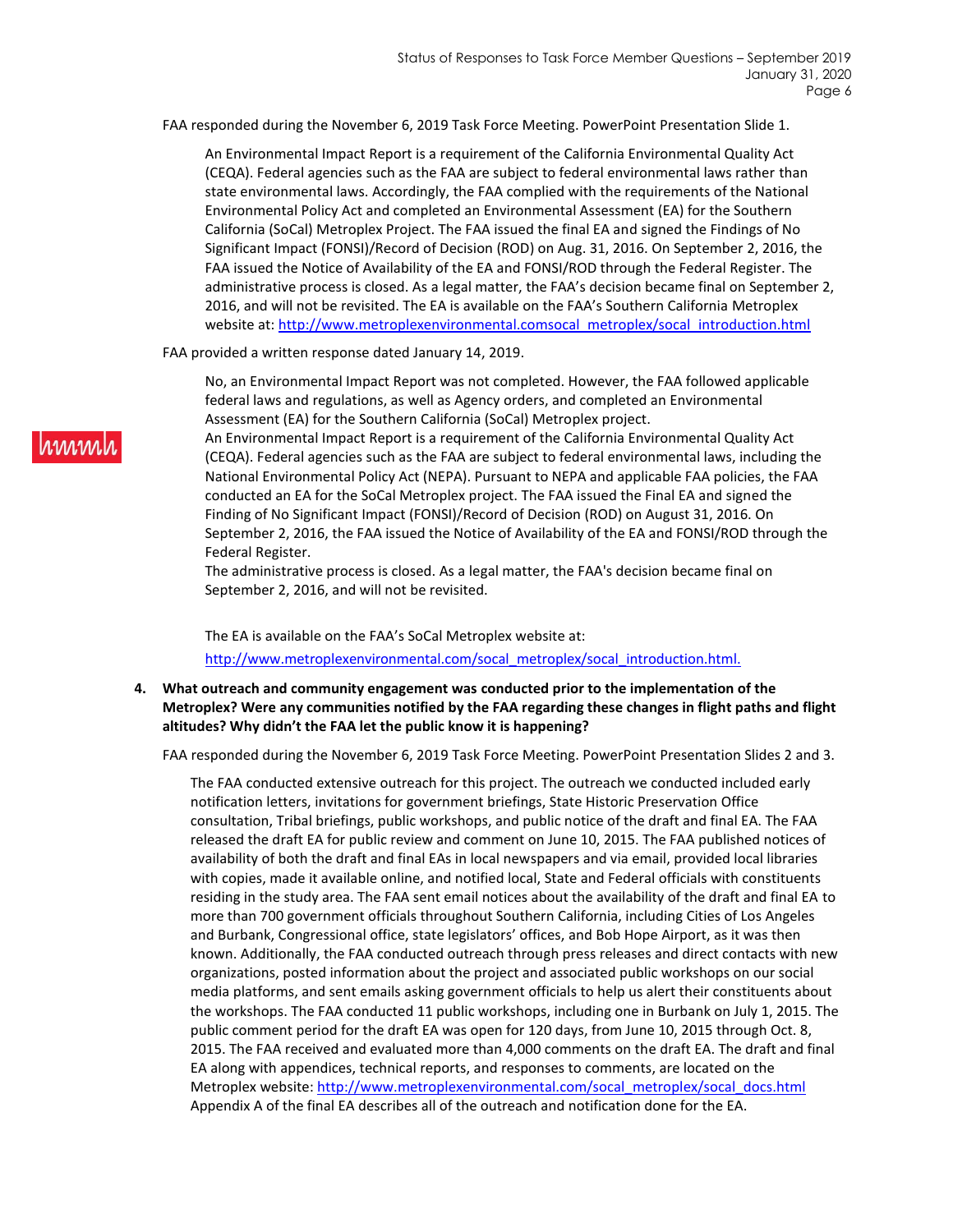FAA responded during the November 6, 2019 Task Force Meeting. PowerPoint Presentation Slide 1.

> An Environmental Impact Report is a requirement of the California Environmental Quality Act (CEQA). Federal agencies such as the FAA are subject to federal environmental laws rather than state environmental laws. Accordingly, the FAA complied with the requirements of the National Environmental Policy Act and completed an Environmental Assessment (EA) for the Southern California (SoCal) Metroplex Project. The FAA issued the final EA and signed the Findings of No Significant Impact (FONSI)/Record of Decision (ROD) on Aug. 31, 2016. On September 2, 2016, the FAA issued the Notice of Availability of the EA and FONSI/ROD through the Federal Register. The administrative process is closed. As a legal matter, the FAA's decision became final on September 2, 2016, and will not be revisited. The EA is available on the FAA's Southern California Metroplex website at: http://www.metroplexenvironmental.comsocal_metroplex/socal_introduction.html

FAA provided a written response dated January 14, 2019.

> No, an Environmental Impact Report was not completed. However, the FAA followed applicable federal laws and regulations, as well as Agency orders, and completed an Environmental Assessment (EA) for the Southern California (SoCal) Metroplex project.
>
> An Environmental Impact Report is a requirement of the California Environmental Quality Act (CEQA). Federal agencies such as the FAA are subject to federal environmental laws, including the National Environmental Policy Act (NEPA). Pursuant to NEPA and applicable FAA policies, the FAA conducted an EA for the SoCal Metroplex project. The FAA issued the Final EA and signed the Finding of No Significant Impact (FONSI)/Record of Decision (ROD) on August 31, 2016. On September 2, 2016, the FAA issued the Notice of Availability of the EA and FONSI/ROD through the Federal Register.
>
> The administrative process is closed. As a legal matter, the FAA's decision became final on September 2, 2016, and will not be revisited.
>
> The EA is available on the FAA's SoCal Metroplex website at:
>
> http://www.metroplexenvironmental.com/socal_metroplex/socal_introduction.html.

**4. What outreach and community engagement was conducted prior to the implementation of the Metroplex? Were any communities notified by the FAA regarding these changes in flight paths and flight altitudes? Why didn't the FAA let the public know it is happening?**

FAA responded during the November 6, 2019 Task Force Meeting. PowerPoint Presentation Slides 2 and 3.

> The FAA conducted extensive outreach for this project. The outreach we conducted included early notification letters, invitations for government briefings, State Historic Preservation Office consultation, Tribal briefings, public workshops, and public notice of the draft and final EA. The FAA released the draft EA for public review and comment on June 10, 2015. The FAA published notices of availability of both the draft and final EAs in local newspapers and via email, provided local libraries with copies, made it available online, and notified local, State and Federal officials with constituents residing in the study area. The FAA sent email notices about the availability of the draft and final EA to more than 700 government officials throughout Southern California, including Cities of Los Angeles and Burbank, Congressional office, state legislators' offices, and Bob Hope Airport, as it was then known. Additionally, the FAA conducted outreach through press releases and direct contacts with new organizations, posted information about the project and associated public workshops on our social media platforms, and sent emails asking government officials to help us alert their constituents about the workshops. The FAA conducted 11 public workshops, including one in Burbank on July 1, 2015. The public comment period for the draft EA was open for 120 days, from June 10, 2015 through Oct. 8, 2015. The FAA received and evaluated more than 4,000 comments on the draft EA. The draft and final EA along with appendices, technical reports, and responses to comments, are located on the Metroplex website: http://www.metroplexenvironmental.com/socal_metroplex/socal_docs.html Appendix A of the final EA describes all of the outreach and notification done for the EA.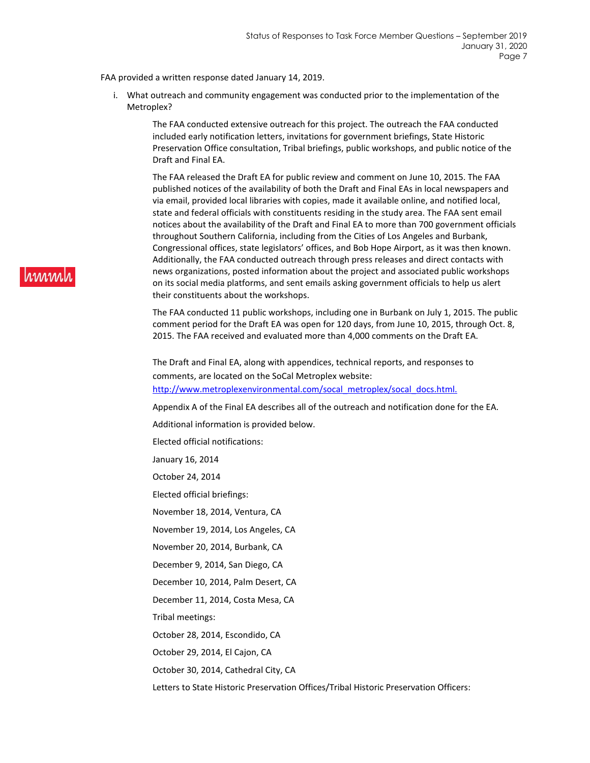FAA provided a written response dated January 14, 2019.

i. What outreach and community engagement was conducted prior to the implementation of the Metroplex?

The FAA conducted extensive outreach for this project. The outreach the FAA conducted included early notification letters, invitations for government briefings, State Historic Preservation Office consultation, Tribal briefings, public workshops, and public notice of the Draft and Final EA.

The FAA released the Draft EA for public review and comment on June 10, 2015. The FAA published notices of the availability of both the Draft and Final EAs in local newspapers and via email, provided local libraries with copies, made it available online, and notified local, state and federal officials with constituents residing in the study area. The FAA sent email notices about the availability of the Draft and Final EA to more than 700 government officials throughout Southern California, including from the Cities of Los Angeles and Burbank, Congressional offices, state legislators' offices, and Bob Hope Airport, as it was then known. Additionally, the FAA conducted outreach through press releases and direct contacts with news organizations, posted information about the project and associated public workshops on its social media platforms, and sent emails asking government officials to help us alert their constituents about the workshops.

The FAA conducted 11 public workshops, including one in Burbank on July 1, 2015. The public comment period for the Draft EA was open for 120 days, from June 10, 2015, through Oct. 8, 2015. The FAA received and evaluated more than 4,000 comments on the Draft EA.

The Draft and Final EA, along with appendices, technical reports, and responses to comments, are located on the SoCal Metroplex website: [http://www.metroplexenvironmental.com/socal_metroplex/socal_docs.html.](http://www.metroplexenvironmental.com/socal_metroplex/socal_docs.html)

Appendix A of the Final EA describes all of the outreach and notification done for the EA.

Additional information is provided below.

Elected official notifications:

January 16, 2014

October 24, 2014

Elected official briefings:

November 18, 2014, Ventura, CA

November 19, 2014, Los Angeles, CA

November 20, 2014, Burbank, CA

December 9, 2014, San Diego, CA

December 10, 2014, Palm Desert, CA

December 11, 2014, Costa Mesa, CA

Tribal meetings:

October 28, 2014, Escondido, CA

October 29, 2014, El Cajon, CA

October 30, 2014, Cathedral City, CA

Letters to State Historic Preservation Offices/Tribal Historic Preservation Officers: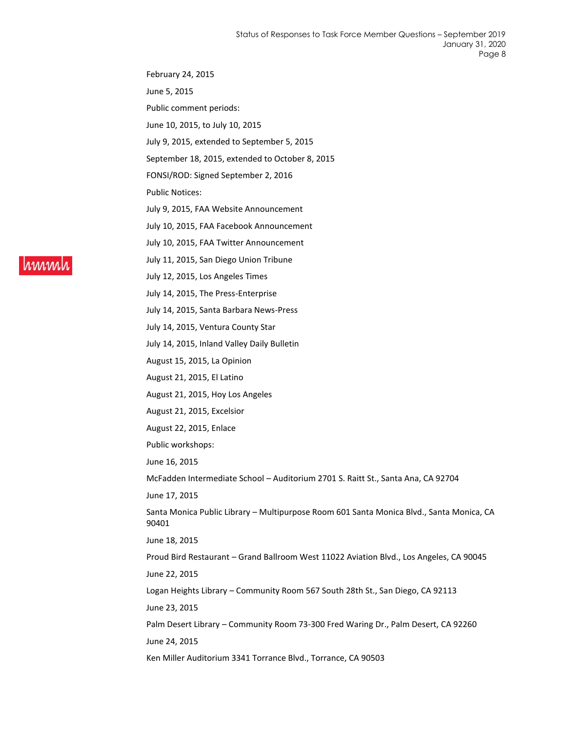February 24, 2015

June 5, 2015

Public comment periods:

June 10, 2015, to July 10, 2015

July 9, 2015, extended to September 5, 2015

September 18, 2015, extended to October 8, 2015

FONSI/ROD: Signed September 2, 2016

Public Notices:

July 9, 2015, FAA Website Announcement

July 10, 2015, FAA Facebook Announcement

July 10, 2015, FAA Twitter Announcement

July 11, 2015, San Diego Union Tribune

July 12, 2015, Los Angeles Times

July 14, 2015, The Press-Enterprise

July 14, 2015, Santa Barbara News-Press

July 14, 2015, Ventura County Star

July 14, 2015, Inland Valley Daily Bulletin

August 15, 2015, La Opinion

August 21, 2015, El Latino

August 21, 2015, Hoy Los Angeles

August 21, 2015, Excelsior

August 22, 2015, Enlace

Public workshops:

June 16, 2015

McFadden Intermediate School – Auditorium 2701 S. Raitt St., Santa Ana, CA 92704

June 17, 2015

Santa Monica Public Library – Multipurpose Room 601 Santa Monica Blvd., Santa Monica, CA 90401

June 18, 2015

Proud Bird Restaurant – Grand Ballroom West 11022 Aviation Blvd., Los Angeles, CA 90045

June 22, 2015

Logan Heights Library – Community Room 567 South 28th St., San Diego, CA 92113

June 23, 2015

Palm Desert Library – Community Room 73-300 Fred Waring Dr., Palm Desert, CA 92260

June 24, 2015

Ken Miller Auditorium 3341 Torrance Blvd., Torrance, CA 90503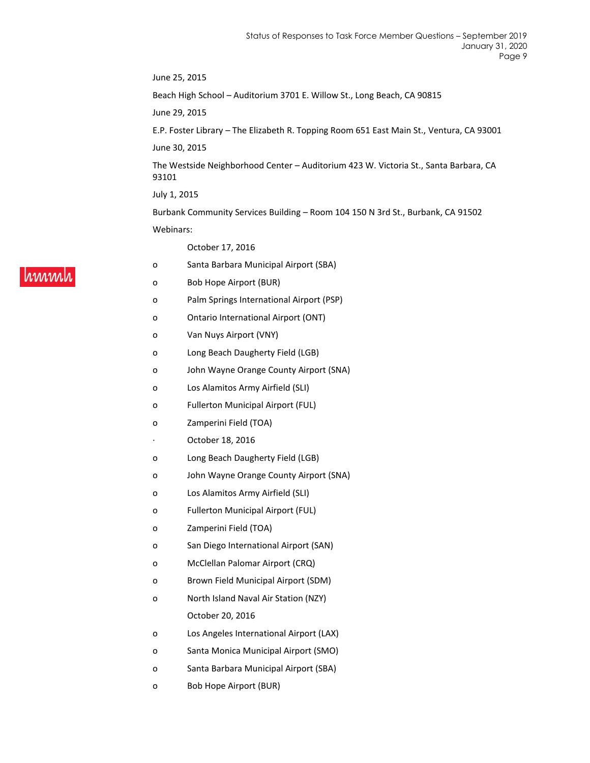June 25, 2015

Beach High School – Auditorium 3701 E. Willow St., Long Beach, CA 90815

June 29, 2015

E.P. Foster Library – The Elizabeth R. Topping Room 651 East Main St., Ventura, CA 93001

June 30, 2015

The Westside Neighborhood Center – Auditorium 423 W. Victoria St., Santa Barbara, CA 93101

July 1, 2015

Burbank Community Services Building – Room 104 150 N 3rd St., Burbank, CA 91502

Webinars:

October 17, 2016

- Santa Barbara Municipal Airport (SBA)
- Bob Hope Airport (BUR)
- Palm Springs International Airport (PSP)
- Ontario International Airport (ONT)
- Van Nuys Airport (VNY)
- Long Beach Daugherty Field (LGB)
- John Wayne Orange County Airport (SNA)
- Los Alamitos Army Airfield (SLI)
- Fullerton Municipal Airport (FUL)
- Zamperini Field (TOA)

· October 18, 2016

- Long Beach Daugherty Field (LGB)
- John Wayne Orange County Airport (SNA)
- Los Alamitos Army Airfield (SLI)
- Fullerton Municipal Airport (FUL)
- Zamperini Field (TOA)
- San Diego International Airport (SAN)
- McClellan Palomar Airport (CRQ)
- Brown Field Municipal Airport (SDM)
- North Island Naval Air Station (NZY)

October 20, 2016

- Los Angeles International Airport (LAX)
- Santa Monica Municipal Airport (SMO)
- Santa Barbara Municipal Airport (SBA)
- Bob Hope Airport (BUR)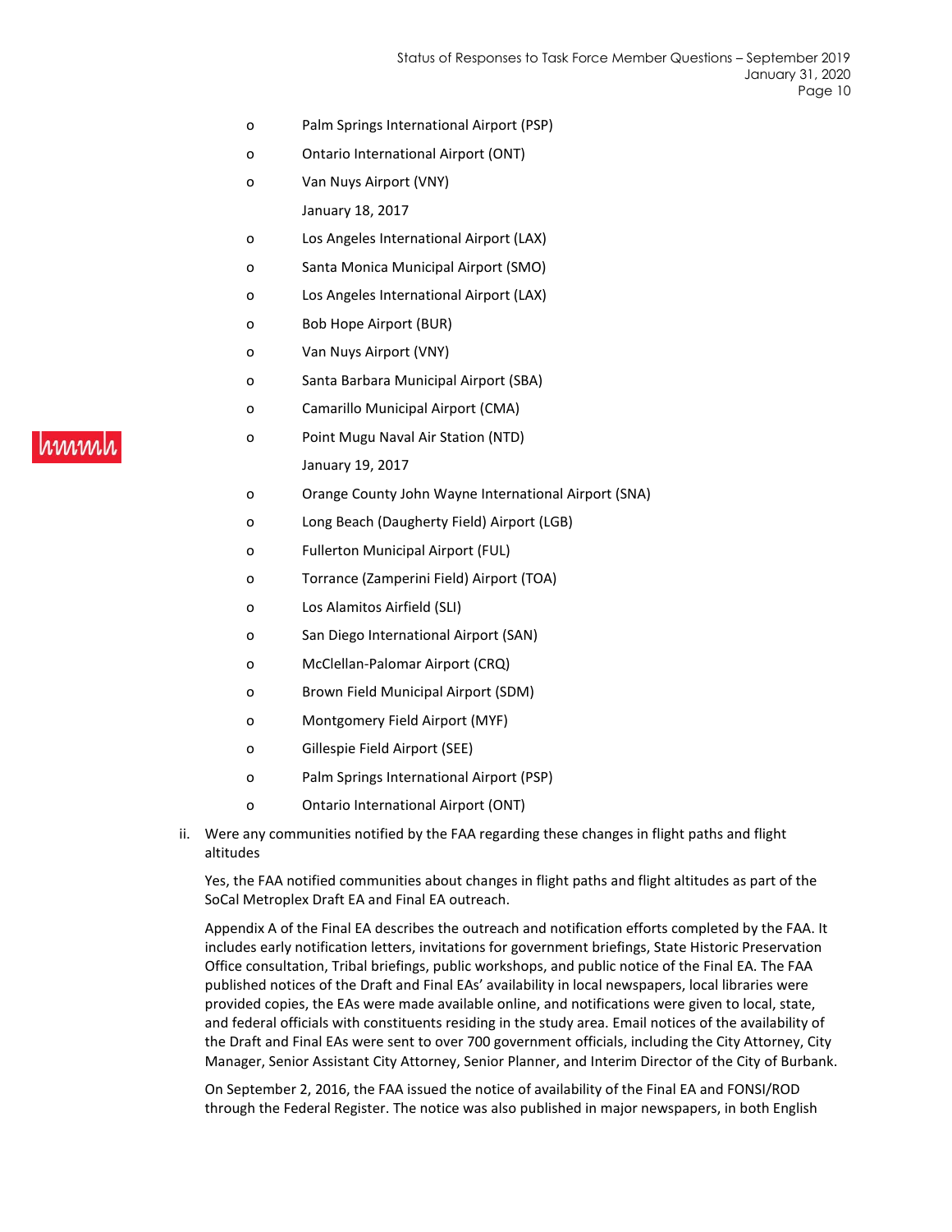- Palm Springs International Airport (PSP)
- Ontario International Airport (ONT)
- Van Nuys Airport (VNY)

January 18, 2017

- Los Angeles International Airport (LAX)
- Santa Monica Municipal Airport (SMO)
- Los Angeles International Airport (LAX)
- Bob Hope Airport (BUR)
- Van Nuys Airport (VNY)
- Santa Barbara Municipal Airport (SBA)
- Camarillo Municipal Airport (CMA)
- Point Mugu Naval Air Station (NTD)

January 19, 2017

- Orange County John Wayne International Airport (SNA)
- Long Beach (Daugherty Field) Airport (LGB)
- Fullerton Municipal Airport (FUL)
- Torrance (Zamperini Field) Airport (TOA)
- Los Alamitos Airfield (SLI)
- San Diego International Airport (SAN)
- McClellan-Palomar Airport (CRQ)
- Brown Field Municipal Airport (SDM)
- Montgomery Field Airport (MYF)
- Gillespie Field Airport (SEE)
- Palm Springs International Airport (PSP)
- Ontario International Airport (ONT)

ii. Were any communities notified by the FAA regarding these changes in flight paths and flight altitudes

Yes, the FAA notified communities about changes in flight paths and flight altitudes as part of the SoCal Metroplex Draft EA and Final EA outreach.

Appendix A of the Final EA describes the outreach and notification efforts completed by the FAA. It includes early notification letters, invitations for government briefings, State Historic Preservation Office consultation, Tribal briefings, public workshops, and public notice of the Final EA. The FAA published notices of the Draft and Final EAs' availability in local newspapers, local libraries were provided copies, the EAs were made available online, and notifications were given to local, state, and federal officials with constituents residing in the study area. Email notices of the availability of the Draft and Final EAs were sent to over 700 government officials, including the City Attorney, City Manager, Senior Assistant City Attorney, Senior Planner, and Interim Director of the City of Burbank.

On September 2, 2016, the FAA issued the notice of availability of the Final EA and FONSI/ROD through the Federal Register. The notice was also published in major newspapers, in both English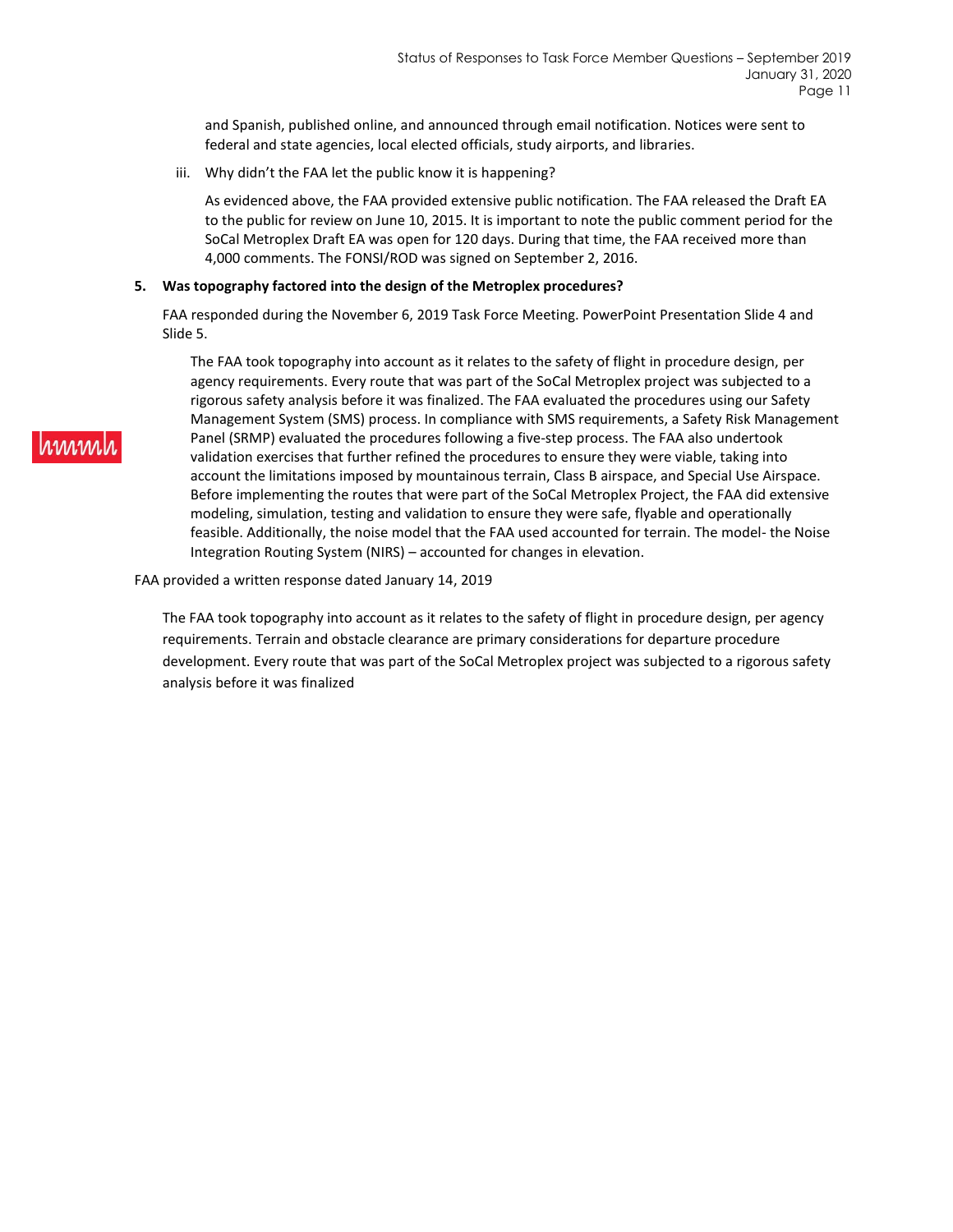and Spanish, published online, and announced through email notification. Notices were sent to federal and state agencies, local elected officials, study airports, and libraries.

iii. Why didn't the FAA let the public know it is happening?

As evidenced above, the FAA provided extensive public notification. The FAA released the Draft EA to the public for review on June 10, 2015. It is important to note the public comment period for the SoCal Metroplex Draft EA was open for 120 days. During that time, the FAA received more than 4,000 comments. The FONSI/ROD was signed on September 2, 2016.

**5. Was topography factored into the design of the Metroplex procedures?**

FAA responded during the November 6, 2019 Task Force Meeting. PowerPoint Presentation Slide 4 and Slide 5.

> The FAA took topography into account as it relates to the safety of flight in procedure design, per agency requirements. Every route that was part of the SoCal Metroplex project was subjected to a rigorous safety analysis before it was finalized. The FAA evaluated the procedures using our Safety Management System (SMS) process. In compliance with SMS requirements, a Safety Risk Management Panel (SRMP) evaluated the procedures following a five-step process. The FAA also undertook validation exercises that further refined the procedures to ensure they were viable, taking into account the limitations imposed by mountainous terrain, Class B airspace, and Special Use Airspace. Before implementing the routes that were part of the SoCal Metroplex Project, the FAA did extensive modeling, simulation, testing and validation to ensure they were safe, flyable and operationally feasible. Additionally, the noise model that the FAA used accounted for terrain. The model- the Noise Integration Routing System (NIRS) – accounted for changes in elevation.

FAA provided a written response dated January 14, 2019

> The FAA took topography into account as it relates to the safety of flight in procedure design, per agency requirements. Terrain and obstacle clearance are primary considerations for departure procedure development. Every route that was part of the SoCal Metroplex project was subjected to a rigorous safety analysis before it was finalized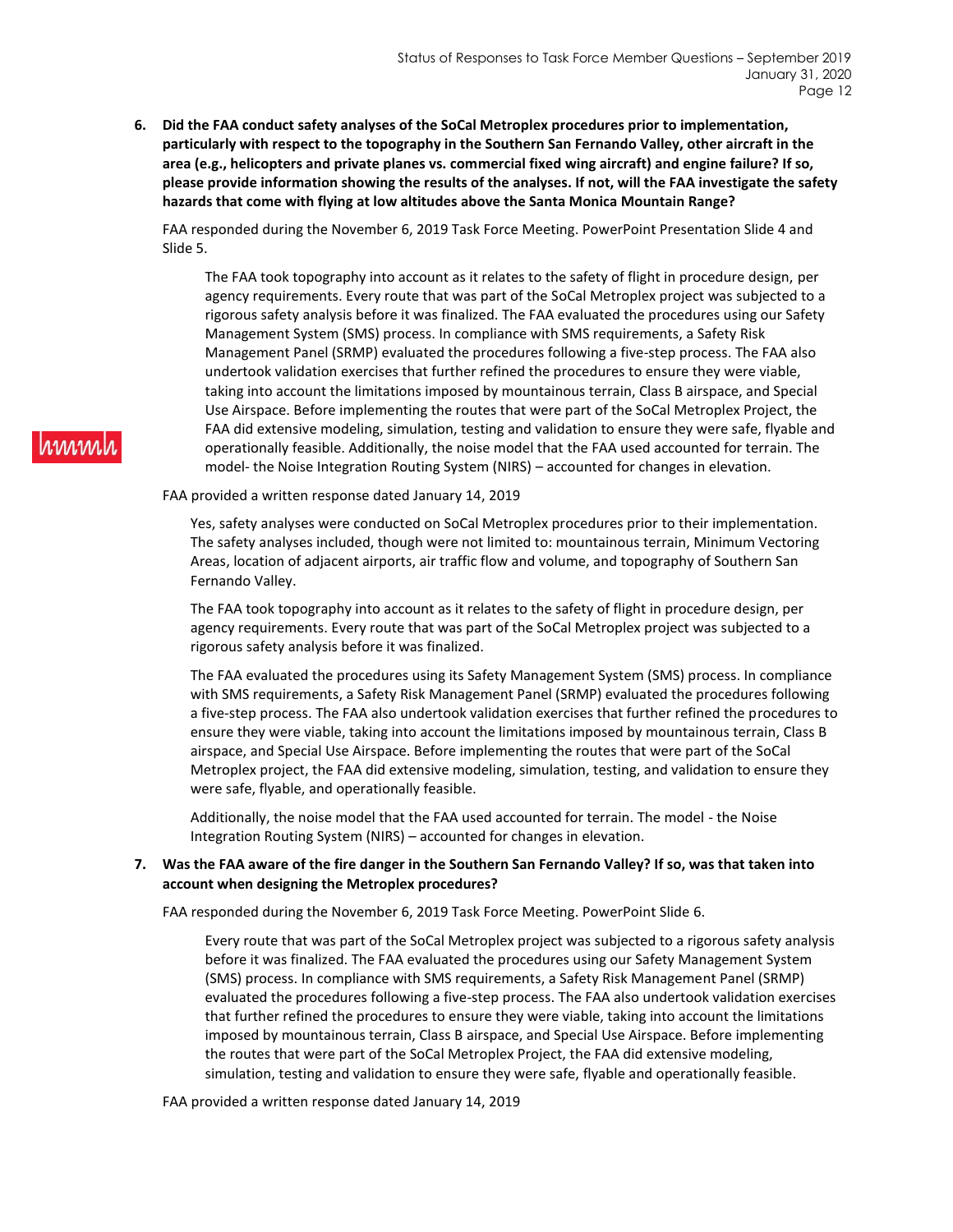**6. Did the FAA conduct safety analyses of the SoCal Metroplex procedures prior to implementation, particularly with respect to the topography in the Southern San Fernando Valley, other aircraft in the area (e.g., helicopters and private planes vs. commercial fixed wing aircraft) and engine failure? If so, please provide information showing the results of the analyses. If not, will the FAA investigate the safety hazards that come with flying at low altitudes above the Santa Monica Mountain Range?**

FAA responded during the November 6, 2019 Task Force Meeting. PowerPoint Presentation Slide 4 and Slide 5.

> The FAA took topography into account as it relates to the safety of flight in procedure design, per agency requirements. Every route that was part of the SoCal Metroplex project was subjected to a rigorous safety analysis before it was finalized. The FAA evaluated the procedures using our Safety Management System (SMS) process. In compliance with SMS requirements, a Safety Risk Management Panel (SRMP) evaluated the procedures following a five-step process. The FAA also undertook validation exercises that further refined the procedures to ensure they were viable, taking into account the limitations imposed by mountainous terrain, Class B airspace, and Special Use Airspace. Before implementing the routes that were part of the SoCal Metroplex Project, the FAA did extensive modeling, simulation, testing and validation to ensure they were safe, flyable and operationally feasible. Additionally, the noise model that the FAA used accounted for terrain. The model- the Noise Integration Routing System (NIRS) – accounted for changes in elevation.

FAA provided a written response dated January 14, 2019

> Yes, safety analyses were conducted on SoCal Metroplex procedures prior to their implementation. The safety analyses included, though were not limited to: mountainous terrain, Minimum Vectoring Areas, location of adjacent airports, air traffic flow and volume, and topography of Southern San Fernando Valley.
>
> The FAA took topography into account as it relates to the safety of flight in procedure design, per agency requirements. Every route that was part of the SoCal Metroplex project was subjected to a rigorous safety analysis before it was finalized.
>
> The FAA evaluated the procedures using its Safety Management System (SMS) process. In compliance with SMS requirements, a Safety Risk Management Panel (SRMP) evaluated the procedures following a five-step process. The FAA also undertook validation exercises that further refined the procedures to ensure they were viable, taking into account the limitations imposed by mountainous terrain, Class B airspace, and Special Use Airspace. Before implementing the routes that were part of the SoCal Metroplex project, the FAA did extensive modeling, simulation, testing, and validation to ensure they were safe, flyable, and operationally feasible.
>
> Additionally, the noise model that the FAA used accounted for terrain. The model - the Noise Integration Routing System (NIRS) – accounted for changes in elevation.

**7. Was the FAA aware of the fire danger in the Southern San Fernando Valley? If so, was that taken into account when designing the Metroplex procedures?**

FAA responded during the November 6, 2019 Task Force Meeting. PowerPoint Slide 6.

> Every route that was part of the SoCal Metroplex project was subjected to a rigorous safety analysis before it was finalized. The FAA evaluated the procedures using our Safety Management System (SMS) process. In compliance with SMS requirements, a Safety Risk Management Panel (SRMP) evaluated the procedures following a five-step process. The FAA also undertook validation exercises that further refined the procedures to ensure they were viable, taking into account the limitations imposed by mountainous terrain, Class B airspace, and Special Use Airspace. Before implementing the routes that were part of the SoCal Metroplex Project, the FAA did extensive modeling, simulation, testing and validation to ensure they were safe, flyable and operationally feasible.

FAA provided a written response dated January 14, 2019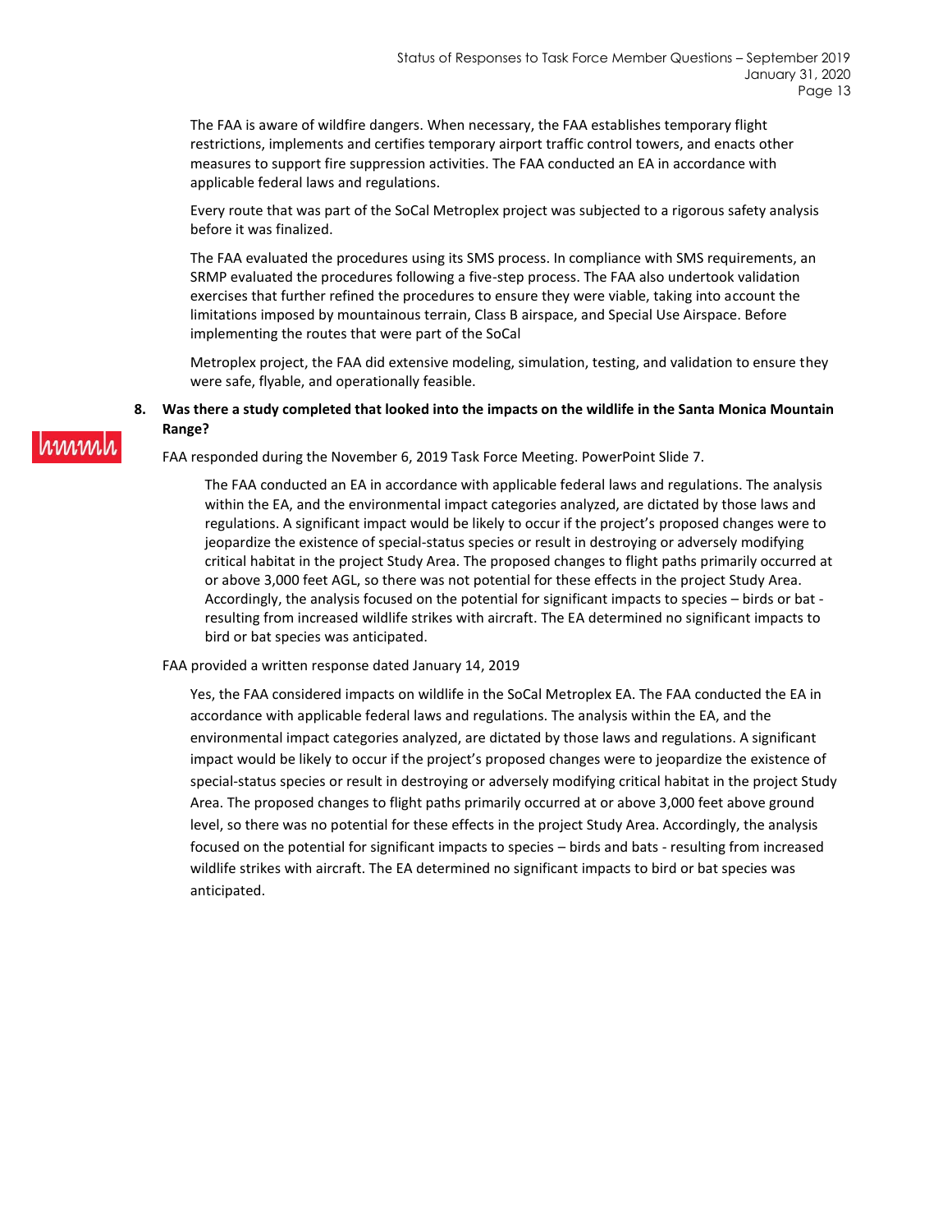The FAA is aware of wildfire dangers. When necessary, the FAA establishes temporary flight restrictions, implements and certifies temporary airport traffic control towers, and enacts other measures to support fire suppression activities. The FAA conducted an EA in accordance with applicable federal laws and regulations.

Every route that was part of the SoCal Metroplex project was subjected to a rigorous safety analysis before it was finalized.

The FAA evaluated the procedures using its SMS process. In compliance with SMS requirements, an SRMP evaluated the procedures following a five-step process. The FAA also undertook validation exercises that further refined the procedures to ensure they were viable, taking into account the limitations imposed by mountainous terrain, Class B airspace, and Special Use Airspace. Before implementing the routes that were part of the SoCal

Metroplex project, the FAA did extensive modeling, simulation, testing, and validation to ensure they were safe, flyable, and operationally feasible.

**8. Was there a study completed that looked into the impacts on the wildlife in the Santa Monica Mountain Range?**

FAA responded during the November 6, 2019 Task Force Meeting. PowerPoint Slide 7.

> The FAA conducted an EA in accordance with applicable federal laws and regulations. The analysis within the EA, and the environmental impact categories analyzed, are dictated by those laws and regulations. A significant impact would be likely to occur if the project's proposed changes were to jeopardize the existence of special-status species or result in destroying or adversely modifying critical habitat in the project Study Area. The proposed changes to flight paths primarily occurred at or above 3,000 feet AGL, so there was not potential for these effects in the project Study Area. Accordingly, the analysis focused on the potential for significant impacts to species – birds or bat - resulting from increased wildlife strikes with aircraft. The EA determined no significant impacts to bird or bat species was anticipated.

FAA provided a written response dated January 14, 2019

Yes, the FAA considered impacts on wildlife in the SoCal Metroplex EA. The FAA conducted the EA in accordance with applicable federal laws and regulations. The analysis within the EA, and the environmental impact categories analyzed, are dictated by those laws and regulations. A significant impact would be likely to occur if the project's proposed changes were to jeopardize the existence of special-status species or result in destroying or adversely modifying critical habitat in the project Study Area. The proposed changes to flight paths primarily occurred at or above 3,000 feet above ground level, so there was no potential for these effects in the project Study Area. Accordingly, the analysis focused on the potential for significant impacts to species – birds and bats - resulting from increased wildlife strikes with aircraft. The EA determined no significant impacts to bird or bat species was anticipated.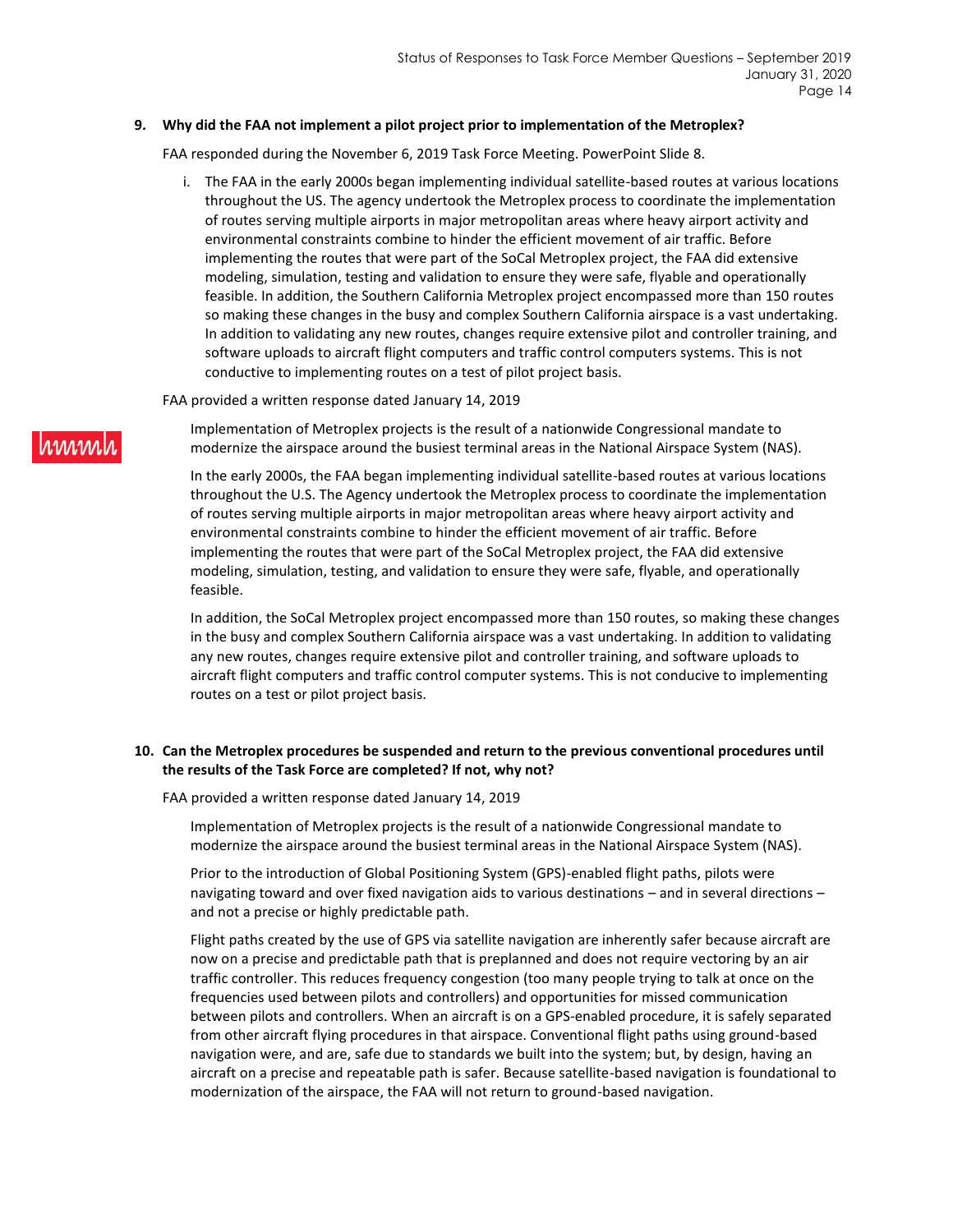**9. Why did the FAA not implement a pilot project prior to implementation of the Metroplex?**

FAA responded during the November 6, 2019 Task Force Meeting. PowerPoint Slide 8.

i. The FAA in the early 2000s began implementing individual satellite-based routes at various locations throughout the US. The agency undertook the Metroplex process to coordinate the implementation of routes serving multiple airports in major metropolitan areas where heavy airport activity and environmental constraints combine to hinder the efficient movement of air traffic. Before implementing the routes that were part of the SoCal Metroplex project, the FAA did extensive modeling, simulation, testing and validation to ensure they were safe, flyable and operationally feasible. In addition, the Southern California Metroplex project encompassed more than 150 routes so making these changes in the busy and complex Southern California airspace is a vast undertaking. In addition to validating any new routes, changes require extensive pilot and controller training, and software uploads to aircraft flight computers and traffic control computers systems. This is not conductive to implementing routes on a test of pilot project basis.

FAA provided a written response dated January 14, 2019

Implementation of Metroplex projects is the result of a nationwide Congressional mandate to modernize the airspace around the busiest terminal areas in the National Airspace System (NAS).

In the early 2000s, the FAA began implementing individual satellite-based routes at various locations throughout the U.S. The Agency undertook the Metroplex process to coordinate the implementation of routes serving multiple airports in major metropolitan areas where heavy airport activity and environmental constraints combine to hinder the efficient movement of air traffic. Before implementing the routes that were part of the SoCal Metroplex project, the FAA did extensive modeling, simulation, testing, and validation to ensure they were safe, flyable, and operationally feasible.

In addition, the SoCal Metroplex project encompassed more than 150 routes, so making these changes in the busy and complex Southern California airspace was a vast undertaking. In addition to validating any new routes, changes require extensive pilot and controller training, and software uploads to aircraft flight computers and traffic control computer systems. This is not conducive to implementing routes on a test or pilot project basis.

**10. Can the Metroplex procedures be suspended and return to the previous conventional procedures until the results of the Task Force are completed? If not, why not?**

FAA provided a written response dated January 14, 2019

Implementation of Metroplex projects is the result of a nationwide Congressional mandate to modernize the airspace around the busiest terminal areas in the National Airspace System (NAS).

Prior to the introduction of Global Positioning System (GPS)-enabled flight paths, pilots were navigating toward and over fixed navigation aids to various destinations – and in several directions – and not a precise or highly predictable path.

Flight paths created by the use of GPS via satellite navigation are inherently safer because aircraft are now on a precise and predictable path that is preplanned and does not require vectoring by an air traffic controller. This reduces frequency congestion (too many people trying to talk at once on the frequencies used between pilots and controllers) and opportunities for missed communication between pilots and controllers. When an aircraft is on a GPS-enabled procedure, it is safely separated from other aircraft flying procedures in that airspace. Conventional flight paths using ground-based navigation were, and are, safe due to standards we built into the system; but, by design, having an aircraft on a precise and repeatable path is safer. Because satellite-based navigation is foundational to modernization of the airspace, the FAA will not return to ground-based navigation.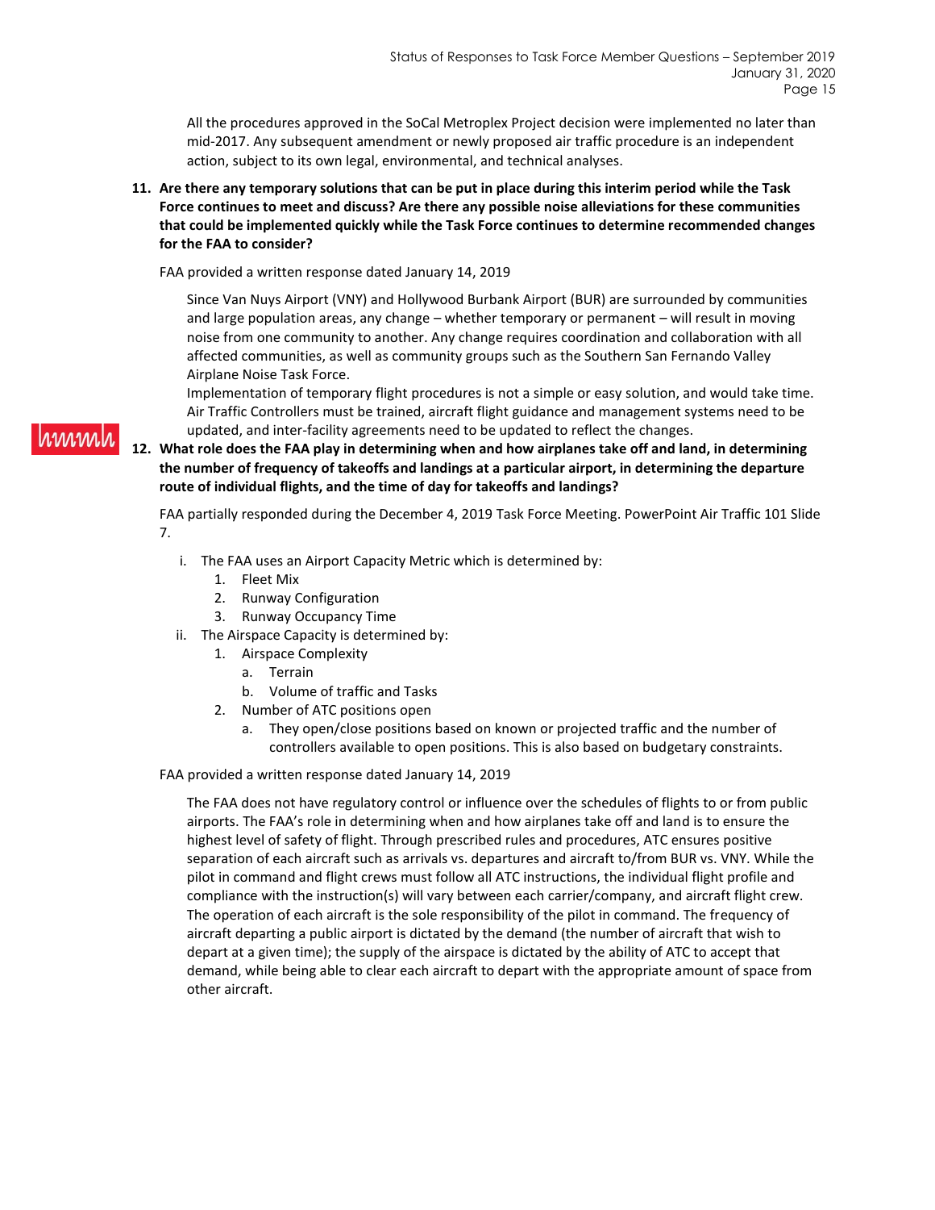All the procedures approved in the SoCal Metroplex Project decision were implemented no later than mid-2017. Any subsequent amendment or newly proposed air traffic procedure is an independent action, subject to its own legal, environmental, and technical analyses.

**11. Are there any temporary solutions that can be put in place during this interim period while the Task Force continues to meet and discuss? Are there any possible noise alleviations for these communities that could be implemented quickly while the Task Force continues to determine recommended changes for the FAA to consider?**

FAA provided a written response dated January 14, 2019

Since Van Nuys Airport (VNY) and Hollywood Burbank Airport (BUR) are surrounded by communities and large population areas, any change – whether temporary or permanent – will result in moving noise from one community to another. Any change requires coordination and collaboration with all affected communities, as well as community groups such as the Southern San Fernando Valley Airplane Noise Task Force.

Implementation of temporary flight procedures is not a simple or easy solution, and would take time. Air Traffic Controllers must be trained, aircraft flight guidance and management systems need to be updated, and inter-facility agreements need to be updated to reflect the changes.

**12. What role does the FAA play in determining when and how airplanes take off and land, in determining the number of frequency of takeoffs and landings at a particular airport, in determining the departure route of individual flights, and the time of day for takeoffs and landings?**

FAA partially responded during the December 4, 2019 Task Force Meeting. PowerPoint Air Traffic 101 Slide 7.

i. The FAA uses an Airport Capacity Metric which is determined by:
   1. Fleet Mix
   2. Runway Configuration
   3. Runway Occupancy Time

ii. The Airspace Capacity is determined by:
   1. Airspace Complexity
      a. Terrain
      b. Volume of traffic and Tasks
   2. Number of ATC positions open
      a. They open/close positions based on known or projected traffic and the number of controllers available to open positions. This is also based on budgetary constraints.

FAA provided a written response dated January 14, 2019

The FAA does not have regulatory control or influence over the schedules of flights to or from public airports. The FAA's role in determining when and how airplanes take off and land is to ensure the highest level of safety of flight. Through prescribed rules and procedures, ATC ensures positive separation of each aircraft such as arrivals vs. departures and aircraft to/from BUR vs. VNY. While the pilot in command and flight crews must follow all ATC instructions, the individual flight profile and compliance with the instruction(s) will vary between each carrier/company, and aircraft flight crew. The operation of each aircraft is the sole responsibility of the pilot in command. The frequency of aircraft departing a public airport is dictated by the demand (the number of aircraft that wish to depart at a given time); the supply of the airspace is dictated by the ability of ATC to accept that demand, while being able to clear each aircraft to depart with the appropriate amount of space from other aircraft.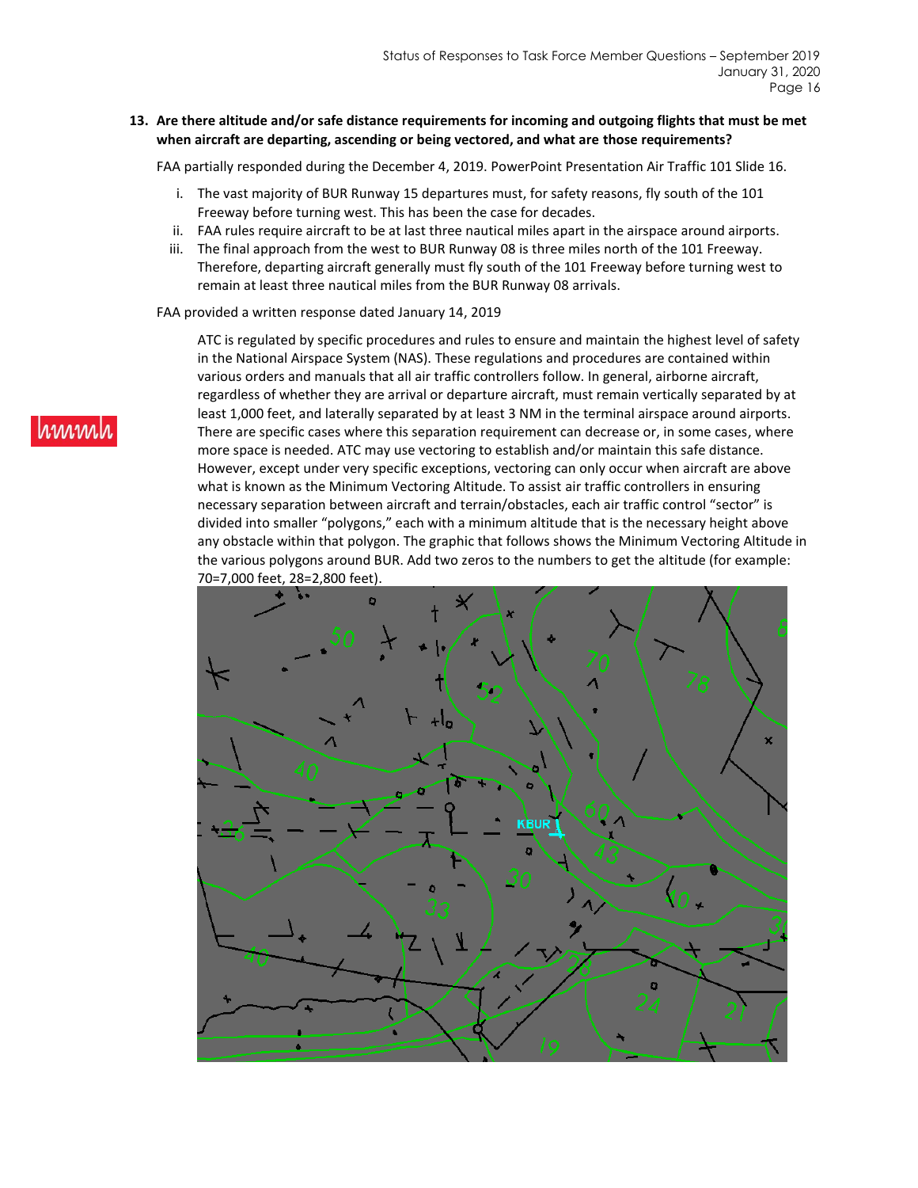**13. Are there altitude and/or safe distance requirements for incoming and outgoing flights that must be met when aircraft are departing, ascending or being vectored, and what are those requirements?**

FAA partially responded during the December 4, 2019. PowerPoint Presentation Air Traffic 101 Slide 16.

- i. The vast majority of BUR Runway 15 departures must, for safety reasons, fly south of the 101 Freeway before turning west. This has been the case for decades.
- ii. FAA rules require aircraft to be at last three nautical miles apart in the airspace around airports.
- iii. The final approach from the west to BUR Runway 08 is three miles north of the 101 Freeway. Therefore, departing aircraft generally must fly south of the 101 Freeway before turning west to remain at least three nautical miles from the BUR Runway 08 arrivals.

FAA provided a written response dated January 14, 2019

> ATC is regulated by specific procedures and rules to ensure and maintain the highest level of safety in the National Airspace System (NAS). These regulations and procedures are contained within various orders and manuals that all air traffic controllers follow. In general, airborne aircraft, regardless of whether they are arrival or departure aircraft, must remain vertically separated by at least 1,000 feet, and laterally separated by at least 3 NM in the terminal airspace around airports. There are specific cases where this separation requirement can decrease or, in some cases, where more space is needed. ATC may use vectoring to establish and/or maintain this safe distance. However, except under very specific exceptions, vectoring can only occur when aircraft are above what is known as the Minimum Vectoring Altitude. To assist air traffic controllers in ensuring necessary separation between aircraft and terrain/obstacles, each air traffic control "sector" is divided into smaller "polygons," each with a minimum altitude that is the necessary height above any obstacle within that polygon. The graphic that follows shows the Minimum Vectoring Altitude in the various polygons around BUR. Add two zeros to the numbers to get the altitude (for example: 70=7,000 feet, 28=2,800 feet).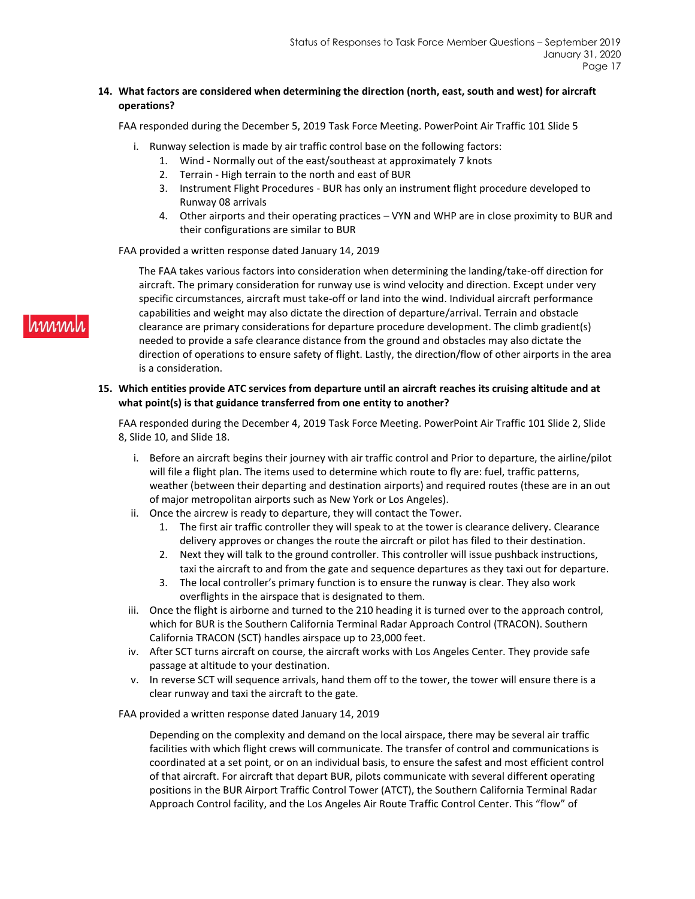**14. What factors are considered when determining the direction (north, east, south and west) for aircraft operations?**

FAA responded during the December 5, 2019 Task Force Meeting. PowerPoint Air Traffic 101 Slide 5

i. Runway selection is made by air traffic control base on the following factors:
   1. Wind - Normally out of the east/southeast at approximately 7 knots
   2. Terrain - High terrain to the north and east of BUR
   3. Instrument Flight Procedures - BUR has only an instrument flight procedure developed to Runway 08 arrivals
   4. Other airports and their operating practices – VYN and WHP are in close proximity to BUR and their configurations are similar to BUR

FAA provided a written response dated January 14, 2019

> The FAA takes various factors into consideration when determining the landing/take-off direction for aircraft. The primary consideration for runway use is wind velocity and direction. Except under very specific circumstances, aircraft must take-off or land into the wind. Individual aircraft performance capabilities and weight may also dictate the direction of departure/arrival. Terrain and obstacle clearance are primary considerations for departure procedure development. The climb gradient(s) needed to provide a safe clearance distance from the ground and obstacles may also dictate the direction of operations to ensure safety of flight. Lastly, the direction/flow of other airports in the area is a consideration.

**15. Which entities provide ATC services from departure until an aircraft reaches its cruising altitude and at what point(s) is that guidance transferred from one entity to another?**

FAA responded during the December 4, 2019 Task Force Meeting. PowerPoint Air Traffic 101 Slide 2, Slide 8, Slide 10, and Slide 18.

i. Before an aircraft begins their journey with air traffic control and Prior to departure, the airline/pilot will file a flight plan. The items used to determine which route to fly are: fuel, traffic patterns, weather (between their departing and destination airports) and required routes (these are in an out of major metropolitan airports such as New York or Los Angeles).

ii. Once the aircrew is ready to departure, they will contact the Tower.
   1. The first air traffic controller they will speak to at the tower is clearance delivery. Clearance delivery approves or changes the route the aircraft or pilot has filed to their destination.
   2. Next they will talk to the ground controller. This controller will issue pushback instructions, taxi the aircraft to and from the gate and sequence departures as they taxi out for departure.
   3. The local controller's primary function is to ensure the runway is clear. They also work overflights in the airspace that is designated to them.

iii. Once the flight is airborne and turned to the 210 heading it is turned over to the approach control, which for BUR is the Southern California Terminal Radar Approach Control (TRACON). Southern California TRACON (SCT) handles airspace up to 23,000 feet.

iv. After SCT turns aircraft on course, the aircraft works with Los Angeles Center. They provide safe passage at altitude to your destination.

v. In reverse SCT will sequence arrivals, hand them off to the tower, the tower will ensure there is a clear runway and taxi the aircraft to the gate.

FAA provided a written response dated January 14, 2019

> Depending on the complexity and demand on the local airspace, there may be several air traffic facilities with which flight crews will communicate. The transfer of control and communications is coordinated at a set point, or on an individual basis, to ensure the safest and most efficient control of that aircraft. For aircraft that depart BUR, pilots communicate with several different operating positions in the BUR Airport Traffic Control Tower (ATCT), the Southern California Terminal Radar Approach Control facility, and the Los Angeles Air Route Traffic Control Center. This "flow" of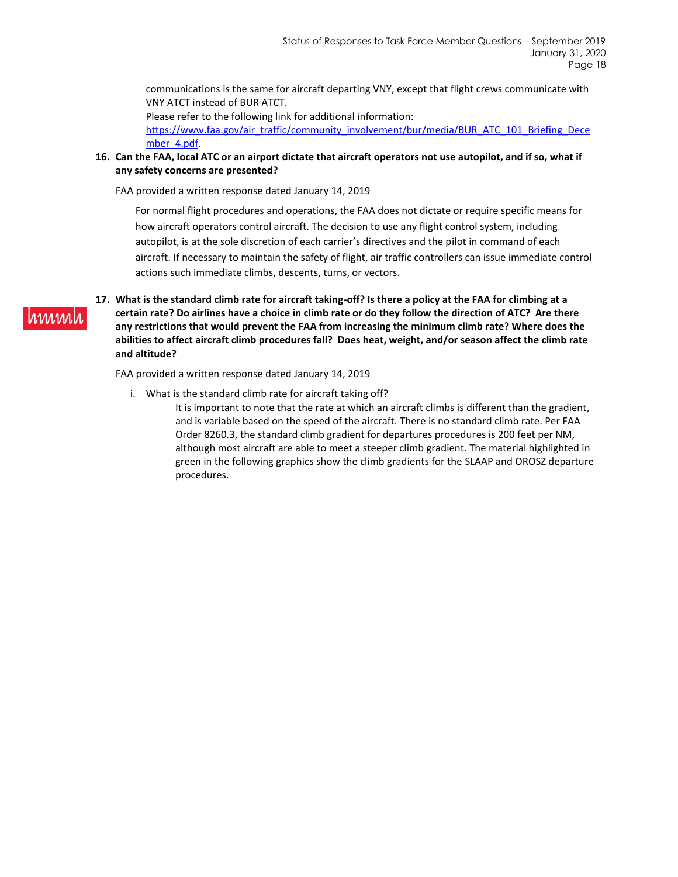communications is the same for aircraft departing VNY, except that flight crews communicate with VNY ATCT instead of BUR ATCT.

Please refer to the following link for additional information: [https://www.faa.gov/air_traffic/community_involvement/bur/media/BUR_ATC_101_Briefing_December_4.pdf](https://www.faa.gov/air_traffic/community_involvement/bur/media/BUR_ATC_101_Briefing_December_4.pdf).

**16. Can the FAA, local ATC or an airport dictate that aircraft operators not use autopilot, and if so, what if any safety concerns are presented?**

FAA provided a written response dated January 14, 2019

For normal flight procedures and operations, the FAA does not dictate or require specific means for how aircraft operators control aircraft. The decision to use any flight control system, including autopilot, is at the sole discretion of each carrier's directives and the pilot in command of each aircraft. If necessary to maintain the safety of flight, air traffic controllers can issue immediate control actions such immediate climbs, descents, turns, or vectors.

**17. What is the standard climb rate for aircraft taking-off? Is there a policy at the FAA for climbing at a certain rate? Do airlines have a choice in climb rate or do they follow the direction of ATC? Are there any restrictions that would prevent the FAA from increasing the minimum climb rate? Where does the abilities to affect aircraft climb procedures fall? Does heat, weight, and/or season affect the climb rate and altitude?**

FAA provided a written response dated January 14, 2019

i. What is the standard climb rate for aircraft taking off?

It is important to note that the rate at which an aircraft climbs is different than the gradient, and is variable based on the speed of the aircraft. There is no standard climb rate. Per FAA Order 8260.3, the standard climb gradient for departures procedures is 200 feet per NM, although most aircraft are able to meet a steeper climb gradient. The material highlighted in green in the following graphics show the climb gradients for the SLAAP and OROSZ departure procedures.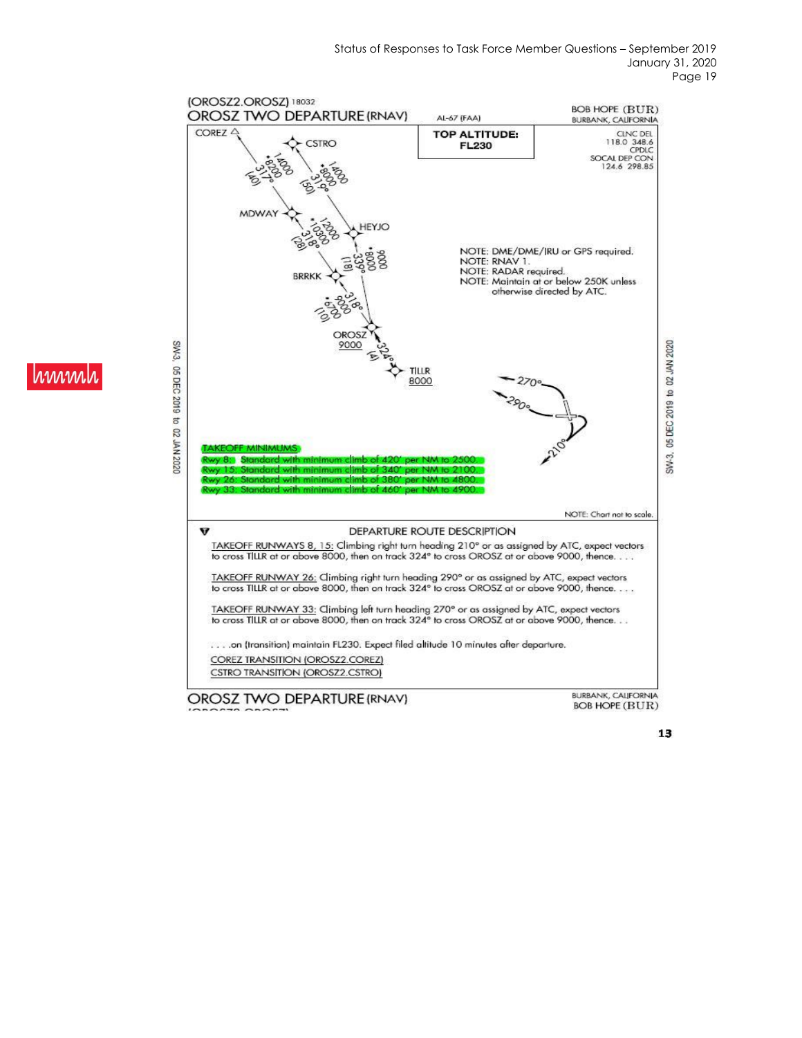(OROSZ2.OROSZ) 18032

# OROSZ TWO DEPARTURE (RNAV)

AL-67 (FAA)

BOB HOPE (BUR)
BURBANK, CALIFORNIA

**TOP ALTITUDE: FL230**

CLNC DEL 118.0 348.6
CPDLC
SOCAL DEP CON 124.6 298.85

COREZ
CSTRO
14000 •8200 317° (40)
14000 •8000 319° (50)
MDWAY
12000 •10300 318° (28)
HEYJO
9000 •8000 339° (18)
BRRKK
9000 •6700 318° (10)
OROSZ 9000
324° (4)
TILLR 8000

270°
290°
210°

NOTE: DME/DME/IRU or GPS required.
NOTE: RNAV 1.
NOTE: RADAR required.
NOTE: Maintain at or below 250K unless otherwise directed by ATC.

**TAKEOFF MINIMUMS**
Rwy 8: Standard with minimum climb of 420' per NM to 2500.
Rwy 15: Standard with minimum climb of 340' per NM to 2100.
Rwy 26: Standard with minimum climb of 380' per NM to 4800.
Rwy 33: Standard with minimum climb of 460' per NM to 4900.

NOTE: Chart not to scale.

SW-3, 05 DEC 2019 to 02 JAN 2020

## DEPARTURE ROUTE DESCRIPTION

TAKEOFF RUNWAYS 8, 15: Climbing right turn heading 210° or as assigned by ATC, expect vectors to cross TILLR at or above 8000, then on track 324° to cross OROSZ at or above 9000, thence. . . .

TAKEOFF RUNWAY 26: Climbing right turn heading 290° or as assigned by ATC, expect vectors to cross TILLR at or above 8000, then on track 324° to cross OROSZ at or above 9000, thence. . . .

TAKEOFF RUNWAY 33: Climbing left turn heading 270° or as assigned by ATC, expect vectors to cross TILLR at or above 8000, then on track 324° to cross OROSZ at or above 9000, thence. . .

. . . .on (transition) maintain FL230. Expect filed altitude 10 minutes after departure.

COREZ TRANSITION (OROSZ2.COREZ)
CSTRO TRANSITION (OROSZ2.CSTRO)

OROSZ TWO DEPARTURE (RNAV)
BURBANK, CALIFORNIA
BOB HOPE (BUR)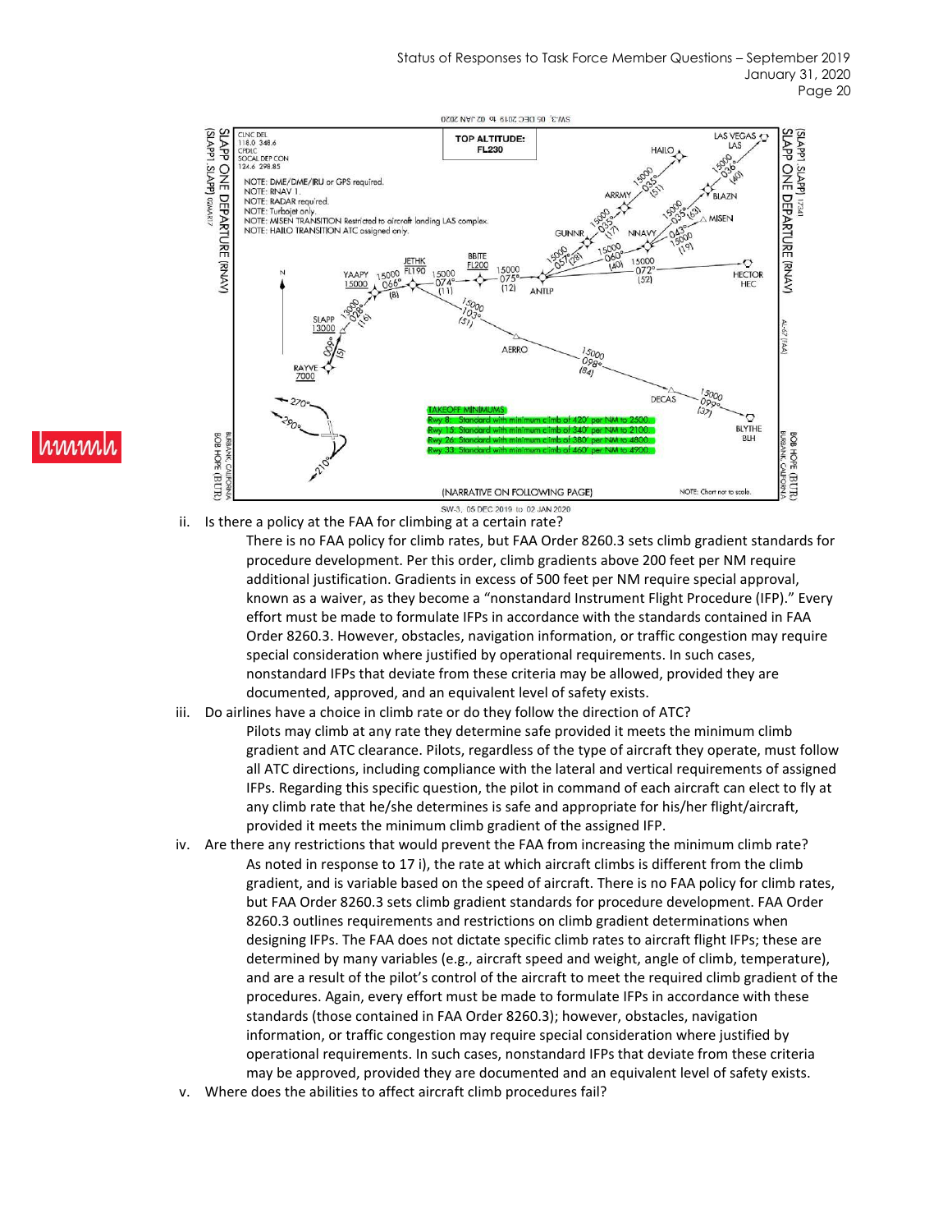ii. Is there a policy at the FAA for climbing at a certain rate?

There is no FAA policy for climb rates, but FAA Order 8260.3 sets climb gradient standards for procedure development. Per this order, climb gradients above 200 feet per NM require additional justification. Gradients in excess of 500 feet per NM require special approval, known as a waiver, as they become a "nonstandard Instrument Flight Procedure (IFP)." Every effort must be made to formulate IFPs in accordance with the standards contained in FAA Order 8260.3. However, obstacles, navigation information, or traffic congestion may require special consideration where justified by operational requirements. In such cases, nonstandard IFPs that deviate from these criteria may be allowed, provided they are documented, approved, and an equivalent level of safety exists.

iii. Do airlines have a choice in climb rate or do they follow the direction of ATC?

Pilots may climb at any rate they determine safe provided it meets the minimum climb gradient and ATC clearance. Pilots, regardless of the type of aircraft they operate, must follow all ATC directions, including compliance with the lateral and vertical requirements of assigned IFPs. Regarding this specific question, the pilot in command of each aircraft can elect to fly at any climb rate that he/she determines is safe and appropriate for his/her flight/aircraft, provided it meets the minimum climb gradient of the assigned IFP.

iv. Are there any restrictions that would prevent the FAA from increasing the minimum climb rate?

As noted in response to 17 i), the rate at which aircraft climbs is different from the climb gradient, and is variable based on the speed of aircraft. There is no FAA policy for climb rates, but FAA Order 8260.3 sets climb gradient standards for procedure development. FAA Order 8260.3 outlines requirements and restrictions on climb gradient determinations when designing IFPs. The FAA does not dictate specific climb rates to aircraft flight IFPs; these are determined by many variables (e.g., aircraft speed and weight, angle of climb, temperature), and are a result of the pilot's control of the aircraft to meet the required climb gradient of the procedures. Again, every effort must be made to formulate IFPs in accordance with these standards (those contained in FAA Order 8260.3); however, obstacles, navigation information, or traffic congestion may require special consideration where justified by operational requirements. In such cases, nonstandard IFPs that deviate from these criteria may be approved, provided they are documented and an equivalent level of safety exists.

v. Where does the abilities to affect aircraft climb procedures fail?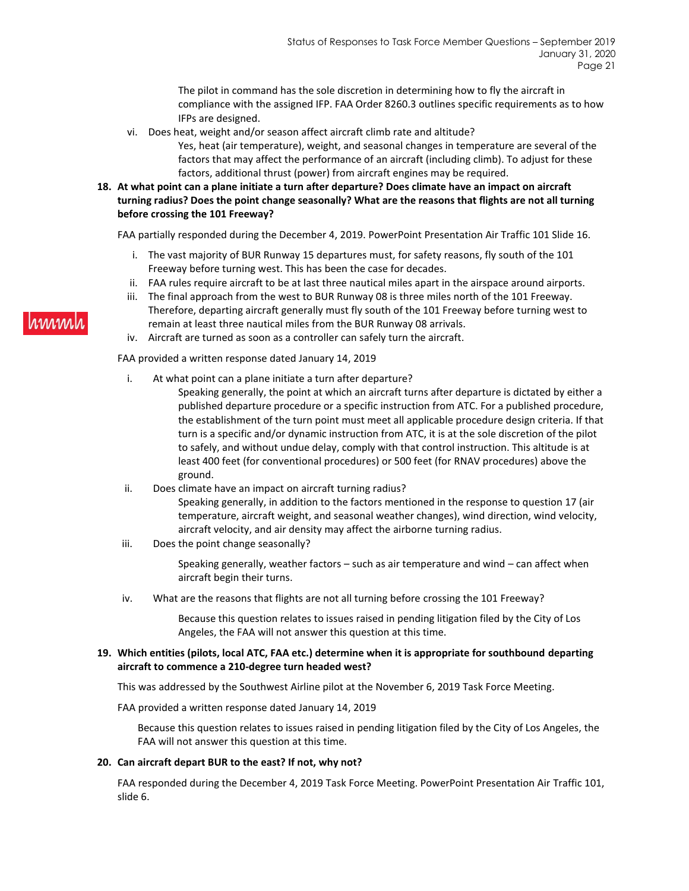The pilot in command has the sole discretion in determining how to fly the aircraft in compliance with the assigned IFP. FAA Order 8260.3 outlines specific requirements as to how IFPs are designed.

vi. Does heat, weight and/or season affect aircraft climb rate and altitude?

Yes, heat (air temperature), weight, and seasonal changes in temperature are several of the factors that may affect the performance of an aircraft (including climb). To adjust for these factors, additional thrust (power) from aircraft engines may be required.

**18. At what point can a plane initiate a turn after departure? Does climate have an impact on aircraft turning radius? Does the point change seasonally? What are the reasons that flights are not all turning before crossing the 101 Freeway?**

FAA partially responded during the December 4, 2019. PowerPoint Presentation Air Traffic 101 Slide 16.

i. The vast majority of BUR Runway 15 departures must, for safety reasons, fly south of the 101 Freeway before turning west. This has been the case for decades.

ii. FAA rules require aircraft to be at last three nautical miles apart in the airspace around airports.

iii. The final approach from the west to BUR Runway 08 is three miles north of the 101 Freeway. Therefore, departing aircraft generally must fly south of the 101 Freeway before turning west to remain at least three nautical miles from the BUR Runway 08 arrivals.

iv. Aircraft are turned as soon as a controller can safely turn the aircraft.

FAA provided a written response dated January 14, 2019

i. At what point can a plane initiate a turn after departure?

Speaking generally, the point at which an aircraft turns after departure is dictated by either a published departure procedure or a specific instruction from ATC. For a published procedure, the establishment of the turn point must meet all applicable procedure design criteria. If that turn is a specific and/or dynamic instruction from ATC, it is at the sole discretion of the pilot to safely, and without undue delay, comply with that control instruction. This altitude is at least 400 feet (for conventional procedures) or 500 feet (for RNAV procedures) above the ground.

ii. Does climate have an impact on aircraft turning radius?

Speaking generally, in addition to the factors mentioned in the response to question 17 (air temperature, aircraft weight, and seasonal weather changes), wind direction, wind velocity, aircraft velocity, and air density may affect the airborne turning radius.

iii. Does the point change seasonally?

Speaking generally, weather factors – such as air temperature and wind – can affect when aircraft begin their turns.

iv. What are the reasons that flights are not all turning before crossing the 101 Freeway?

Because this question relates to issues raised in pending litigation filed by the City of Los Angeles, the FAA will not answer this question at this time.

**19. Which entities (pilots, local ATC, FAA etc.) determine when it is appropriate for southbound departing aircraft to commence a 210-degree turn headed west?**

This was addressed by the Southwest Airline pilot at the November 6, 2019 Task Force Meeting.

FAA provided a written response dated January 14, 2019

Because this question relates to issues raised in pending litigation filed by the City of Los Angeles, the FAA will not answer this question at this time.

**20. Can aircraft depart BUR to the east? If not, why not?**

FAA responded during the December 4, 2019 Task Force Meeting. PowerPoint Presentation Air Traffic 101, slide 6.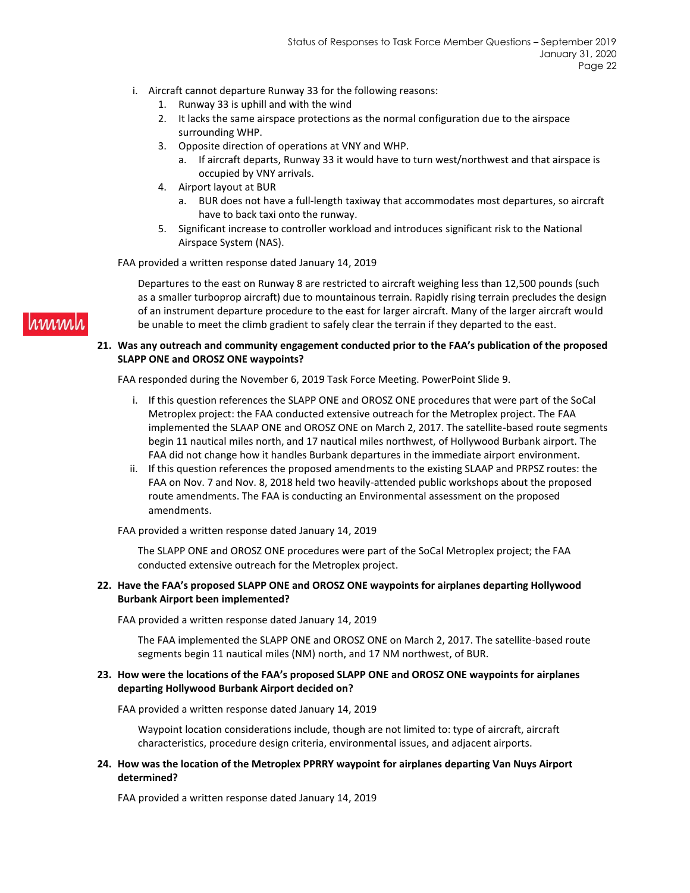i. Aircraft cannot departure Runway 33 for the following reasons:
   1. Runway 33 is uphill and with the wind
   2. It lacks the same airspace protections as the normal configuration due to the airspace surrounding WHP.
   3. Opposite direction of operations at VNY and WHP.
      a. If aircraft departs, Runway 33 it would have to turn west/northwest and that airspace is occupied by VNY arrivals.
   4. Airport layout at BUR
      a. BUR does not have a full-length taxiway that accommodates most departures, so aircraft have to back taxi onto the runway.
   5. Significant increase to controller workload and introduces significant risk to the National Airspace System (NAS).

FAA provided a written response dated January 14, 2019

> Departures to the east on Runway 8 are restricted to aircraft weighing less than 12,500 pounds (such as a smaller turboprop aircraft) due to mountainous terrain. Rapidly rising terrain precludes the design of an instrument departure procedure to the east for larger aircraft. Many of the larger aircraft would be unable to meet the climb gradient to safely clear the terrain if they departed to the east.

**21. Was any outreach and community engagement conducted prior to the FAA's publication of the proposed SLAPP ONE and OROSZ ONE waypoints?**

FAA responded during the November 6, 2019 Task Force Meeting. PowerPoint Slide 9.

i. If this question references the SLAPP ONE and OROSZ ONE procedures that were part of the SoCal Metroplex project: the FAA conducted extensive outreach for the Metroplex project. The FAA implemented the SLAAP ONE and OROSZ ONE on March 2, 2017. The satellite-based route segments begin 11 nautical miles north, and 17 nautical miles northwest, of Hollywood Burbank airport. The FAA did not change how it handles Burbank departures in the immediate airport environment.

ii. If this question references the proposed amendments to the existing SLAAP and PRPSZ routes: the FAA on Nov. 7 and Nov. 8, 2018 held two heavily-attended public workshops about the proposed route amendments. The FAA is conducting an Environmental assessment on the proposed amendments.

FAA provided a written response dated January 14, 2019

> The SLAPP ONE and OROSZ ONE procedures were part of the SoCal Metroplex project; the FAA conducted extensive outreach for the Metroplex project.

**22. Have the FAA's proposed SLAPP ONE and OROSZ ONE waypoints for airplanes departing Hollywood Burbank Airport been implemented?**

FAA provided a written response dated January 14, 2019

> The FAA implemented the SLAPP ONE and OROSZ ONE on March 2, 2017. The satellite-based route segments begin 11 nautical miles (NM) north, and 17 NM northwest, of BUR.

**23. How were the locations of the FAA's proposed SLAPP ONE and OROSZ ONE waypoints for airplanes departing Hollywood Burbank Airport decided on?**

FAA provided a written response dated January 14, 2019

> Waypoint location considerations include, though are not limited to: type of aircraft, aircraft characteristics, procedure design criteria, environmental issues, and adjacent airports.

**24. How was the location of the Metroplex PPRRY waypoint for airplanes departing Van Nuys Airport determined?**

FAA provided a written response dated January 14, 2019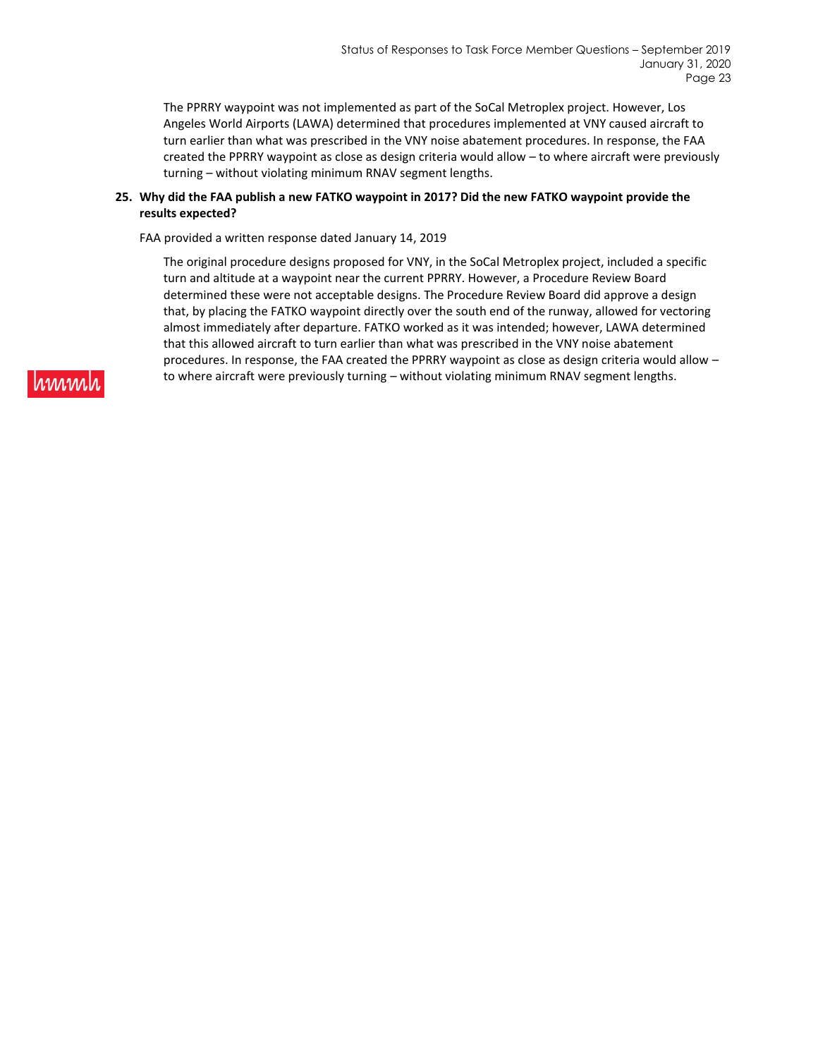The PPRRY waypoint was not implemented as part of the SoCal Metroplex project. However, Los Angeles World Airports (LAWA) determined that procedures implemented at VNY caused aircraft to turn earlier than what was prescribed in the VNY noise abatement procedures. In response, the FAA created the PPRRY waypoint as close as design criteria would allow – to where aircraft were previously turning – without violating minimum RNAV segment lengths.

**25. Why did the FAA publish a new FATKO waypoint in 2017? Did the new FATKO waypoint provide the results expected?**

FAA provided a written response dated January 14, 2019

The original procedure designs proposed for VNY, in the SoCal Metroplex project, included a specific turn and altitude at a waypoint near the current PPRRY. However, a Procedure Review Board determined these were not acceptable designs. The Procedure Review Board did approve a design that, by placing the FATKO waypoint directly over the south end of the runway, allowed for vectoring almost immediately after departure. FATKO worked as it was intended; however, LAWA determined that this allowed aircraft to turn earlier than what was prescribed in the VNY noise abatement procedures. In response, the FAA created the PPRRY waypoint as close as design criteria would allow – to where aircraft were previously turning – without violating minimum RNAV segment lengths.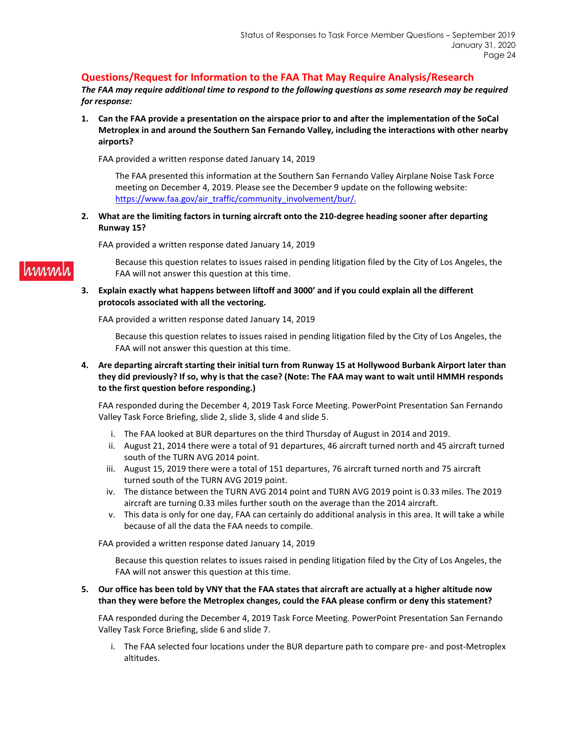## Questions/Request for Information to the FAA That May Require Analysis/Research

***The FAA may require additional time to respond to the following questions as some research may be required for response:***

1. **Can the FAA provide a presentation on the airspace prior to and after the implementation of the SoCal Metroplex in and around the Southern San Fernando Valley, including the interactions with other nearby airports?**

   FAA provided a written response dated January 14, 2019

   > The FAA presented this information at the Southern San Fernando Valley Airplane Noise Task Force meeting on December 4, 2019. Please see the December 9 update on the following website: https://www.faa.gov/air_traffic/community_involvement/bur/.

2. **What are the limiting factors in turning aircraft onto the 210-degree heading sooner after departing Runway 15?**

   FAA provided a written response dated January 14, 2019

   > Because this question relates to issues raised in pending litigation filed by the City of Los Angeles, the FAA will not answer this question at this time.

3. **Explain exactly what happens between liftoff and 3000' and if you could explain all the different protocols associated with all the vectoring.**

   FAA provided a written response dated January 14, 2019

   > Because this question relates to issues raised in pending litigation filed by the City of Los Angeles, the FAA will not answer this question at this time.

4. **Are departing aircraft starting their initial turn from Runway 15 at Hollywood Burbank Airport later than they did previously? If so, why is that the case? (Note: The FAA may want to wait until HMMH responds to the first question before responding.)**

   FAA responded during the December 4, 2019 Task Force Meeting. PowerPoint Presentation San Fernando Valley Task Force Briefing, slide 2, slide 3, slide 4 and slide 5.

   i. The FAA looked at BUR departures on the third Thursday of August in 2014 and 2019.
   ii. August 21, 2014 there were a total of 91 departures, 46 aircraft turned north and 45 aircraft turned south of the TURN AVG 2014 point.
   iii. August 15, 2019 there were a total of 151 departures, 76 aircraft turned north and 75 aircraft turned south of the TURN AVG 2019 point.
   iv. The distance between the TURN AVG 2014 point and TURN AVG 2019 point is 0.33 miles. The 2019 aircraft are turning 0.33 miles further south on the average than the 2014 aircraft.
   v. This data is only for one day, FAA can certainly do additional analysis in this area. It will take a while because of all the data the FAA needs to compile.

   FAA provided a written response dated January 14, 2019

   > Because this question relates to issues raised in pending litigation filed by the City of Los Angeles, the FAA will not answer this question at this time.

5. **Our office has been told by VNY that the FAA states that aircraft are actually at a higher altitude now than they were before the Metroplex changes, could the FAA please confirm or deny this statement?**

   FAA responded during the December 4, 2019 Task Force Meeting. PowerPoint Presentation San Fernando Valley Task Force Briefing, slide 6 and slide 7.

   i. The FAA selected four locations under the BUR departure path to compare pre- and post-Metroplex altitudes.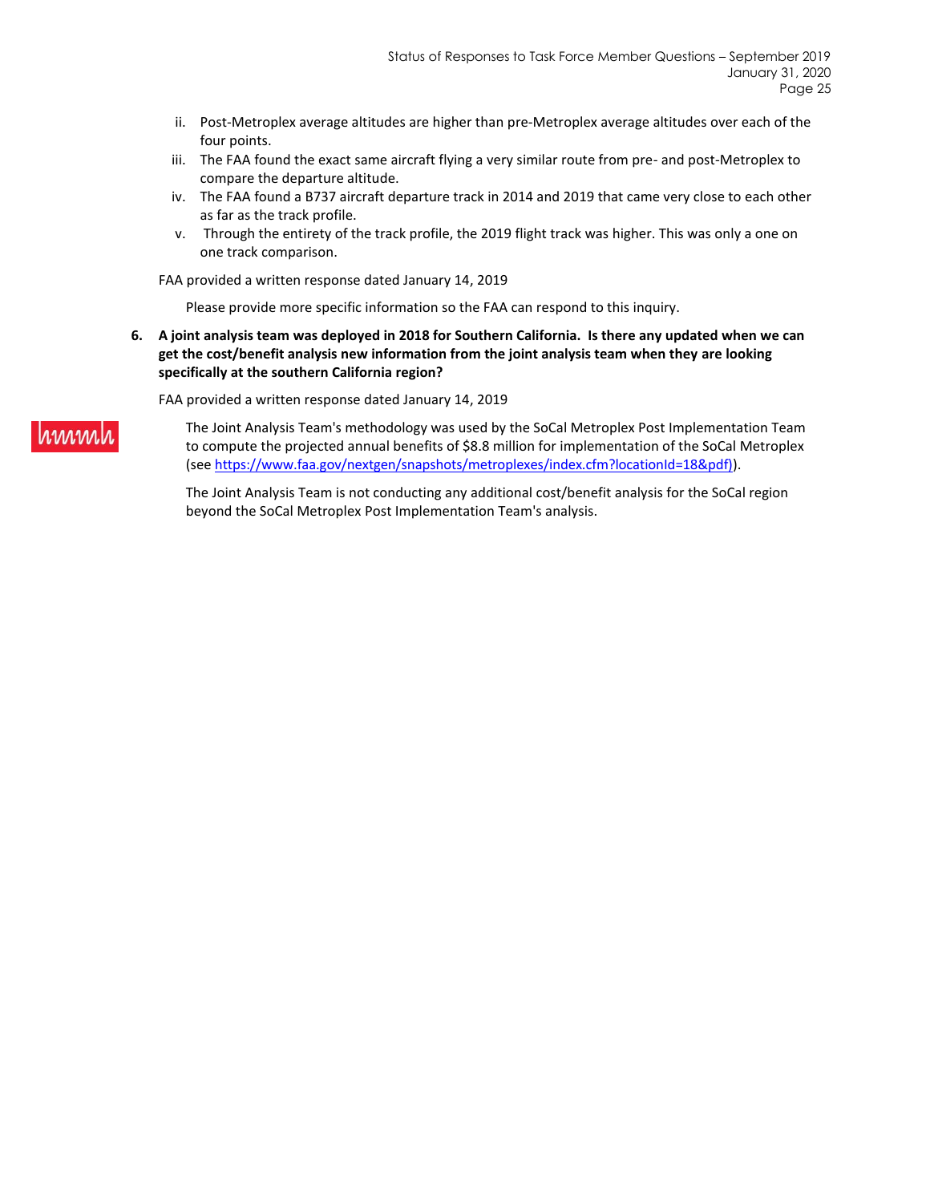ii. Post-Metroplex average altitudes are higher than pre-Metroplex average altitudes over each of the four points.
iii. The FAA found the exact same aircraft flying a very similar route from pre- and post-Metroplex to compare the departure altitude.
iv. The FAA found a B737 aircraft departure track in 2014 and 2019 that came very close to each other as far as the track profile.
v. Through the entirety of the track profile, the 2019 flight track was higher. This was only a one on one track comparison.

FAA provided a written response dated January 14, 2019

Please provide more specific information so the FAA can respond to this inquiry.

6. **A joint analysis team was deployed in 2018 for Southern California. Is there any updated when we can get the cost/benefit analysis new information from the joint analysis team when they are looking specifically at the southern California region?**

FAA provided a written response dated January 14, 2019

The Joint Analysis Team's methodology was used by the SoCal Metroplex Post Implementation Team to compute the projected annual benefits of $8.8 million for implementation of the SoCal Metroplex (see https://www.faa.gov/nextgen/snapshots/metroplexes/index.cfm?locationId=18&pdf)).

The Joint Analysis Team is not conducting any additional cost/benefit analysis for the SoCal region beyond the SoCal Metroplex Post Implementation Team's analysis.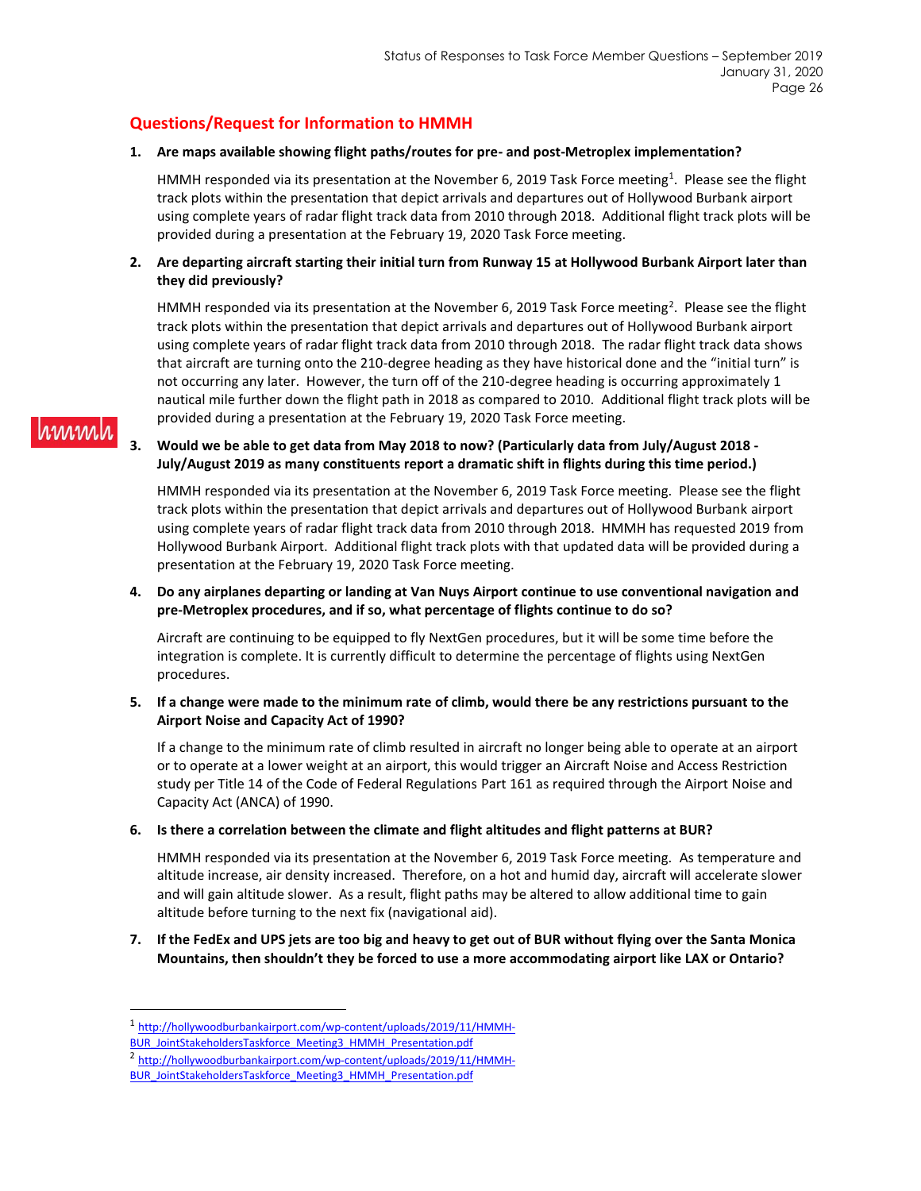## Questions/Request for Information to HMMH

1. **Are maps available showing flight paths/routes for pre- and post-Metroplex implementation?**

   HMMH responded via its presentation at the November 6, 2019 Task Force meeting[1]. Please see the flight track plots within the presentation that depict arrivals and departures out of Hollywood Burbank airport using complete years of radar flight track data from 2010 through 2018. Additional flight track plots will be provided during a presentation at the February 19, 2020 Task Force meeting.

2. **Are departing aircraft starting their initial turn from Runway 15 at Hollywood Burbank Airport later than they did previously?**

   HMMH responded via its presentation at the November 6, 2019 Task Force meeting[2]. Please see the flight track plots within the presentation that depict arrivals and departures out of Hollywood Burbank airport using complete years of radar flight track data from 2010 through 2018. The radar flight track data shows that aircraft are turning onto the 210-degree heading as they have historical done and the "initial turn" is not occurring any later. However, the turn off of the 210-degree heading is occurring approximately 1 nautical mile further down the flight path in 2018 as compared to 2010. Additional flight track plots will be provided during a presentation at the February 19, 2020 Task Force meeting.

3. **Would we be able to get data from May 2018 to now? (Particularly data from July/August 2018 - July/August 2019 as many constituents report a dramatic shift in flights during this time period.)**

   HMMH responded via its presentation at the November 6, 2019 Task Force meeting. Please see the flight track plots within the presentation that depict arrivals and departures out of Hollywood Burbank airport using complete years of radar flight track data from 2010 through 2018. HMMH has requested 2019 from Hollywood Burbank Airport. Additional flight track plots with that updated data will be provided during a presentation at the February 19, 2020 Task Force meeting.

4. **Do any airplanes departing or landing at Van Nuys Airport continue to use conventional navigation and pre-Metroplex procedures, and if so, what percentage of flights continue to do so?**

   Aircraft are continuing to be equipped to fly NextGen procedures, but it will be some time before the integration is complete. It is currently difficult to determine the percentage of flights using NextGen procedures.

5. **If a change were made to the minimum rate of climb, would there be any restrictions pursuant to the Airport Noise and Capacity Act of 1990?**

   If a change to the minimum rate of climb resulted in aircraft no longer being able to operate at an airport or to operate at a lower weight at an airport, this would trigger an Aircraft Noise and Access Restriction study per Title 14 of the Code of Federal Regulations Part 161 as required through the Airport Noise and Capacity Act (ANCA) of 1990.

6. **Is there a correlation between the climate and flight altitudes and flight patterns at BUR?**

   HMMH responded via its presentation at the November 6, 2019 Task Force meeting. As temperature and altitude increase, air density increased. Therefore, on a hot and humid day, aircraft will accelerate slower and will gain altitude slower. As a result, flight paths may be altered to allow additional time to gain altitude before turning to the next fix (navigational aid).

7. **If the FedEx and UPS jets are too big and heavy to get out of BUR without flying over the Santa Monica Mountains, then shouldn't they be forced to use a more accommodating airport like LAX or Ontario?**

---

[1] http://hollywoodburbankairport.com/wp-content/uploads/2019/11/HMMH-BUR_JointStakeholdersTaskforce_Meeting3_HMMH_Presentation.pdf

[2] http://hollywoodburbankairport.com/wp-content/uploads/2019/11/HMMH-BUR_JointStakeholdersTaskforce_Meeting3_HMMH_Presentation.pdf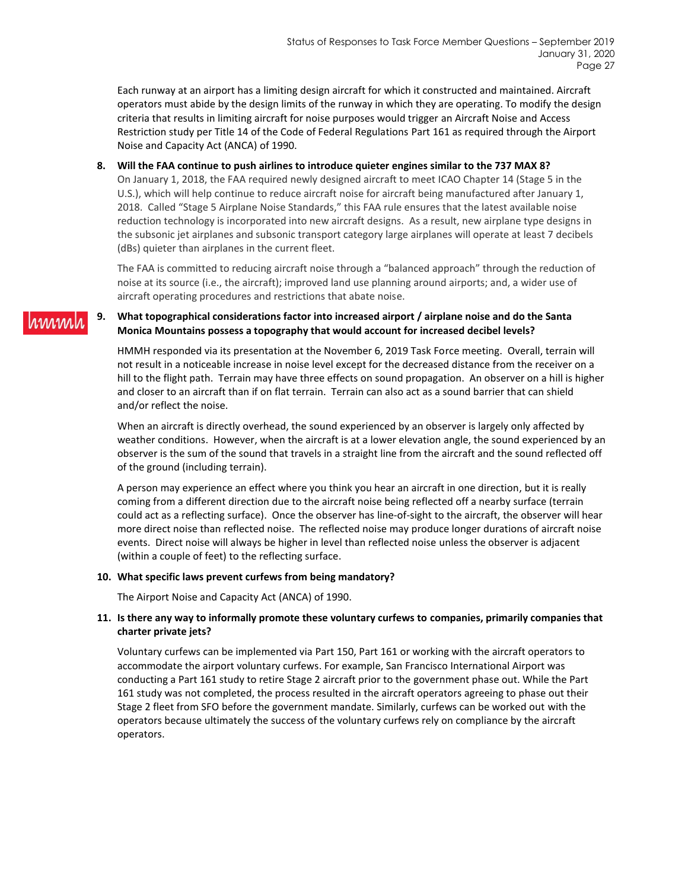Each runway at an airport has a limiting design aircraft for which it constructed and maintained. Aircraft operators must abide by the design limits of the runway in which they are operating. To modify the design criteria that results in limiting aircraft for noise purposes would trigger an Aircraft Noise and Access Restriction study per Title 14 of the Code of Federal Regulations Part 161 as required through the Airport Noise and Capacity Act (ANCA) of 1990.

8. **Will the FAA continue to push airlines to introduce quieter engines similar to the 737 MAX 8?**

   On January 1, 2018, the FAA required newly designed aircraft to meet ICAO Chapter 14 (Stage 5 in the U.S.), which will help continue to reduce aircraft noise for aircraft being manufactured after January 1, 2018. Called "Stage 5 Airplane Noise Standards," this FAA rule ensures that the latest available noise reduction technology is incorporated into new aircraft designs. As a result, new airplane type designs in the subsonic jet airplanes and subsonic transport category large airplanes will operate at least 7 decibels (dBs) quieter than airplanes in the current fleet.

   The FAA is committed to reducing aircraft noise through a "balanced approach" through the reduction of noise at its source (i.e., the aircraft); improved land use planning around airports; and, a wider use of aircraft operating procedures and restrictions that abate noise.

hmmh

9. **What topographical considerations factor into increased airport / airplane noise and do the Santa Monica Mountains possess a topography that would account for increased decibel levels?**

   HMMH responded via its presentation at the November 6, 2019 Task Force meeting. Overall, terrain will not result in a noticeable increase in noise level except for the decreased distance from the receiver on a hill to the flight path. Terrain may have three effects on sound propagation. An observer on a hill is higher and closer to an aircraft than if on flat terrain. Terrain can also act as a sound barrier that can shield and/or reflect the noise.

   When an aircraft is directly overhead, the sound experienced by an observer is largely only affected by weather conditions. However, when the aircraft is at a lower elevation angle, the sound experienced by an observer is the sum of the sound that travels in a straight line from the aircraft and the sound reflected off of the ground (including terrain).

   A person may experience an effect where you think you hear an aircraft in one direction, but it is really coming from a different direction due to the aircraft noise being reflected off a nearby surface (terrain could act as a reflecting surface). Once the observer has line-of-sight to the aircraft, the observer will hear more direct noise than reflected noise. The reflected noise may produce longer durations of aircraft noise events. Direct noise will always be higher in level than reflected noise unless the observer is adjacent (within a couple of feet) to the reflecting surface.

10. **What specific laws prevent curfews from being mandatory?**

    The Airport Noise and Capacity Act (ANCA) of 1990.

11. **Is there any way to informally promote these voluntary curfews to companies, primarily companies that charter private jets?**

    Voluntary curfews can be implemented via Part 150, Part 161 or working with the aircraft operators to accommodate the airport voluntary curfews. For example, San Francisco International Airport was conducting a Part 161 study to retire Stage 2 aircraft prior to the government phase out. While the Part 161 study was not completed, the process resulted in the aircraft operators agreeing to phase out their Stage 2 fleet from SFO before the government mandate. Similarly, curfews can be worked out with the operators because ultimately the success of the voluntary curfews rely on compliance by the aircraft operators.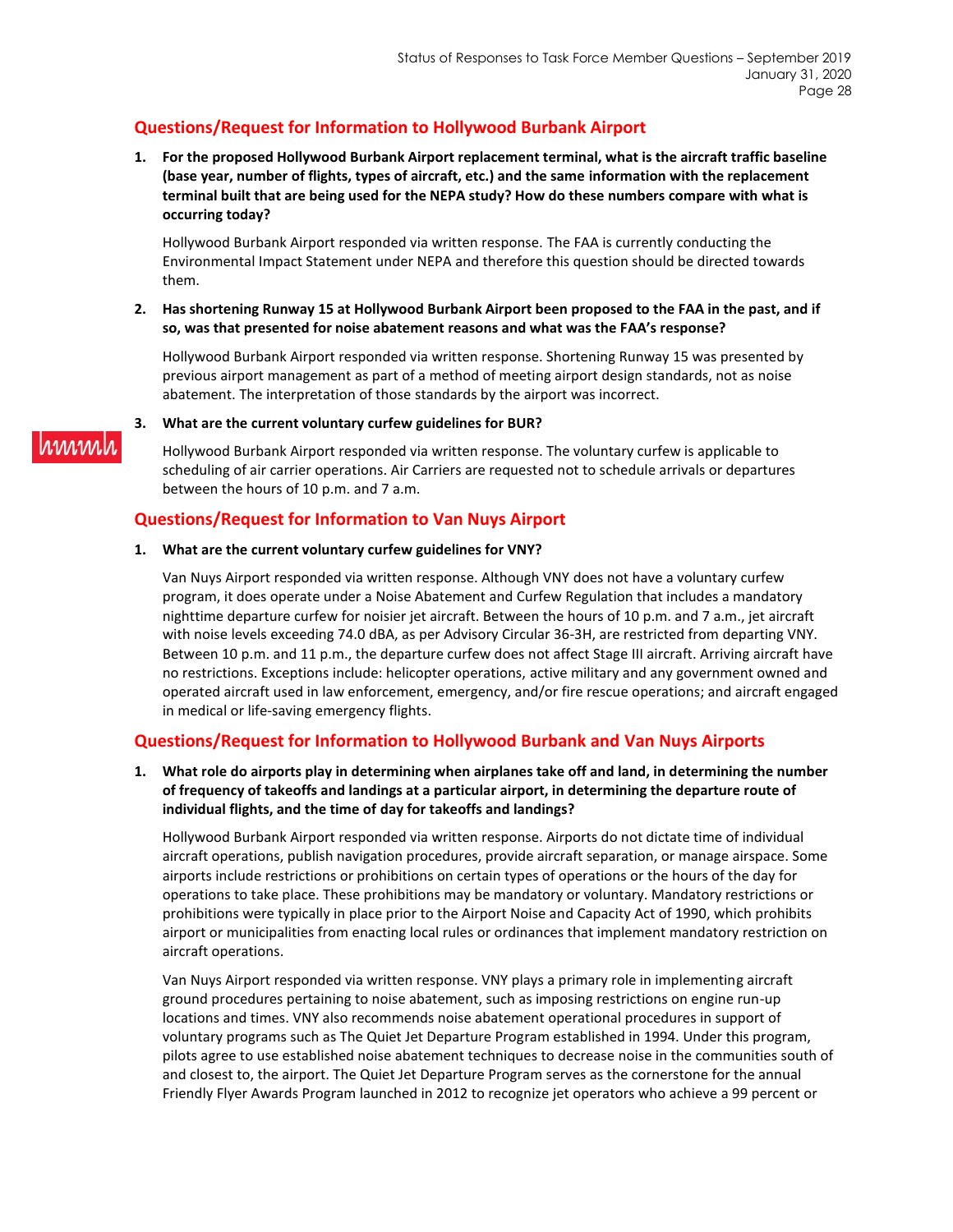## Questions/Request for Information to Hollywood Burbank Airport

**1. For the proposed Hollywood Burbank Airport replacement terminal, what is the aircraft traffic baseline (base year, number of flights, types of aircraft, etc.) and the same information with the replacement terminal built that are being used for the NEPA study? How do these numbers compare with what is occurring today?**

Hollywood Burbank Airport responded via written response. The FAA is currently conducting the Environmental Impact Statement under NEPA and therefore this question should be directed towards them.

**2. Has shortening Runway 15 at Hollywood Burbank Airport been proposed to the FAA in the past, and if so, was that presented for noise abatement reasons and what was the FAA's response?**

Hollywood Burbank Airport responded via written response. Shortening Runway 15 was presented by previous airport management as part of a method of meeting airport design standards, not as noise abatement. The interpretation of those standards by the airport was incorrect.

**3. What are the current voluntary curfew guidelines for BUR?**

Hollywood Burbank Airport responded via written response. The voluntary curfew is applicable to scheduling of air carrier operations. Air Carriers are requested not to schedule arrivals or departures between the hours of 10 p.m. and 7 a.m.

## Questions/Request for Information to Van Nuys Airport

**1. What are the current voluntary curfew guidelines for VNY?**

Van Nuys Airport responded via written response. Although VNY does not have a voluntary curfew program, it does operate under a Noise Abatement and Curfew Regulation that includes a mandatory nighttime departure curfew for noisier jet aircraft. Between the hours of 10 p.m. and 7 a.m., jet aircraft with noise levels exceeding 74.0 dBA, as per Advisory Circular 36-3H, are restricted from departing VNY. Between 10 p.m. and 11 p.m., the departure curfew does not affect Stage III aircraft. Arriving aircraft have no restrictions. Exceptions include: helicopter operations, active military and any government owned and operated aircraft used in law enforcement, emergency, and/or fire rescue operations; and aircraft engaged in medical or life-saving emergency flights.

## Questions/Request for Information to Hollywood Burbank and Van Nuys Airports

**1. What role do airports play in determining when airplanes take off and land, in determining the number of frequency of takeoffs and landings at a particular airport, in determining the departure route of individual flights, and the time of day for takeoffs and landings?**

Hollywood Burbank Airport responded via written response. Airports do not dictate time of individual aircraft operations, publish navigation procedures, provide aircraft separation, or manage airspace. Some airports include restrictions or prohibitions on certain types of operations or the hours of the day for operations to take place. These prohibitions may be mandatory or voluntary. Mandatory restrictions or prohibitions were typically in place prior to the Airport Noise and Capacity Act of 1990, which prohibits airport or municipalities from enacting local rules or ordinances that implement mandatory restriction on aircraft operations.

Van Nuys Airport responded via written response. VNY plays a primary role in implementing aircraft ground procedures pertaining to noise abatement, such as imposing restrictions on engine run-up locations and times. VNY also recommends noise abatement operational procedures in support of voluntary programs such as The Quiet Jet Departure Program established in 1994. Under this program, pilots agree to use established noise abatement techniques to decrease noise in the communities south of and closest to, the airport. The Quiet Jet Departure Program serves as the cornerstone for the annual Friendly Flyer Awards Program launched in 2012 to recognize jet operators who achieve a 99 percent or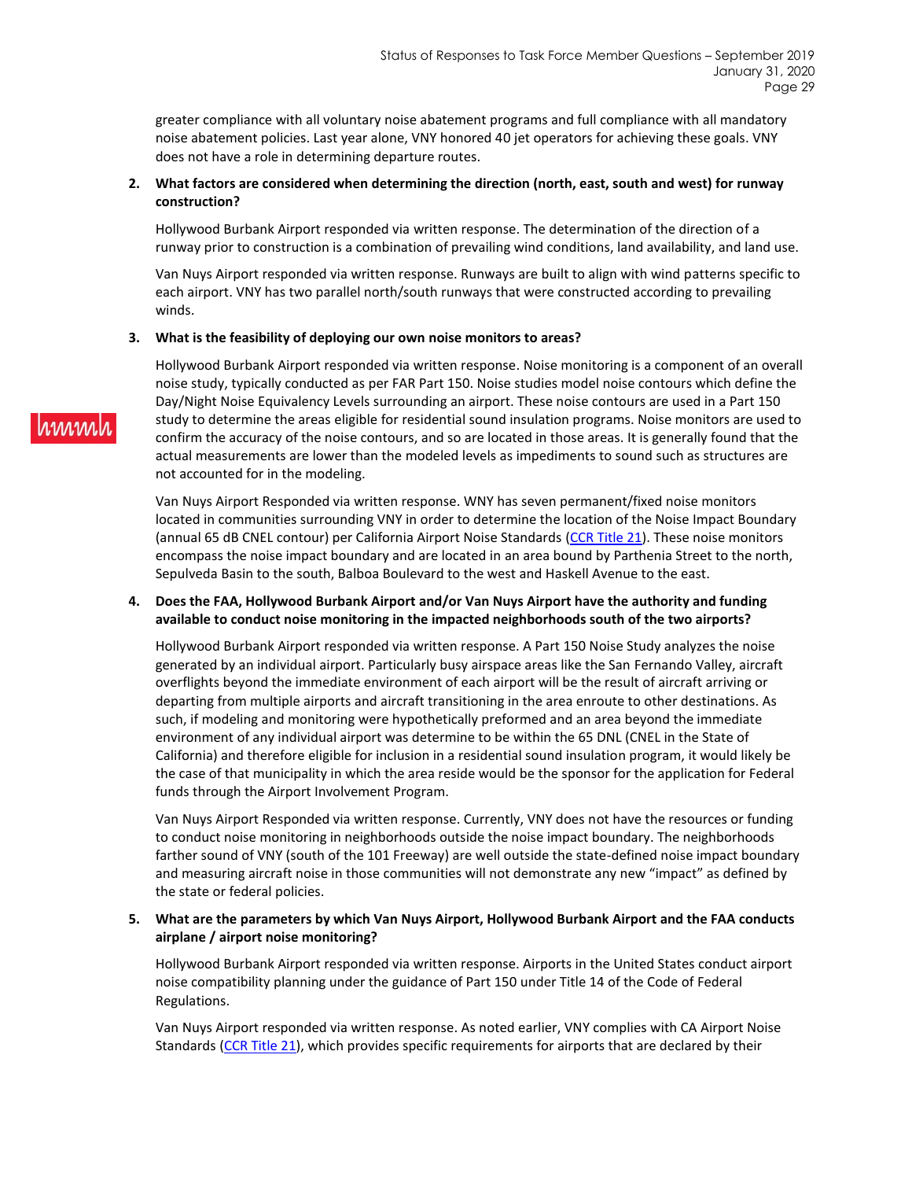greater compliance with all voluntary noise abatement programs and full compliance with all mandatory noise abatement policies. Last year alone, VNY honored 40 jet operators for achieving these goals. VNY does not have a role in determining departure routes.

2. **What factors are considered when determining the direction (north, east, south and west) for runway construction?**

   Hollywood Burbank Airport responded via written response. The determination of the direction of a runway prior to construction is a combination of prevailing wind conditions, land availability, and land use.

   Van Nuys Airport responded via written response. Runways are built to align with wind patterns specific to each airport. VNY has two parallel north/south runways that were constructed according to prevailing winds.

3. **What is the feasibility of deploying our own noise monitors to areas?**

   Hollywood Burbank Airport responded via written response. Noise monitoring is a component of an overall noise study, typically conducted as per FAR Part 150. Noise studies model noise contours which define the Day/Night Noise Equivalency Levels surrounding an airport. These noise contours are used in a Part 150 study to determine the areas eligible for residential sound insulation programs. Noise monitors are used to confirm the accuracy of the noise contours, and so are located in those areas. It is generally found that the actual measurements are lower than the modeled levels as impediments to sound such as structures are not accounted for in the modeling.

   Van Nuys Airport Responded via written response. WNY has seven permanent/fixed noise monitors located in communities surrounding VNY in order to determine the location of the Noise Impact Boundary (annual 65 dB CNEL contour) per California Airport Noise Standards (CCR Title 21). These noise monitors encompass the noise impact boundary and are located in an area bound by Parthenia Street to the north, Sepulveda Basin to the south, Balboa Boulevard to the west and Haskell Avenue to the east.

4. **Does the FAA, Hollywood Burbank Airport and/or Van Nuys Airport have the authority and funding available to conduct noise monitoring in the impacted neighborhoods south of the two airports?**

   Hollywood Burbank Airport responded via written response. A Part 150 Noise Study analyzes the noise generated by an individual airport. Particularly busy airspace areas like the San Fernando Valley, aircraft overflights beyond the immediate environment of each airport will be the result of aircraft arriving or departing from multiple airports and aircraft transitioning in the area enroute to other destinations. As such, if modeling and monitoring were hypothetically preformed and an area beyond the immediate environment of any individual airport was determine to be within the 65 DNL (CNEL in the State of California) and therefore eligible for inclusion in a residential sound insulation program, it would likely be the case of that municipality in which the area reside would be the sponsor for the application for Federal funds through the Airport Involvement Program.

   Van Nuys Airport Responded via written response. Currently, VNY does not have the resources or funding to conduct noise monitoring in neighborhoods outside the noise impact boundary. The neighborhoods farther sound of VNY (south of the 101 Freeway) are well outside the state-defined noise impact boundary and measuring aircraft noise in those communities will not demonstrate any new "impact" as defined by the state or federal policies.

5. **What are the parameters by which Van Nuys Airport, Hollywood Burbank Airport and the FAA conducts airplane / airport noise monitoring?**

   Hollywood Burbank Airport responded via written response. Airports in the United States conduct airport noise compatibility planning under the guidance of Part 150 under Title 14 of the Code of Federal Regulations.

   Van Nuys Airport responded via written response. As noted earlier, VNY complies with CA Airport Noise Standards (CCR Title 21), which provides specific requirements for airports that are declared by their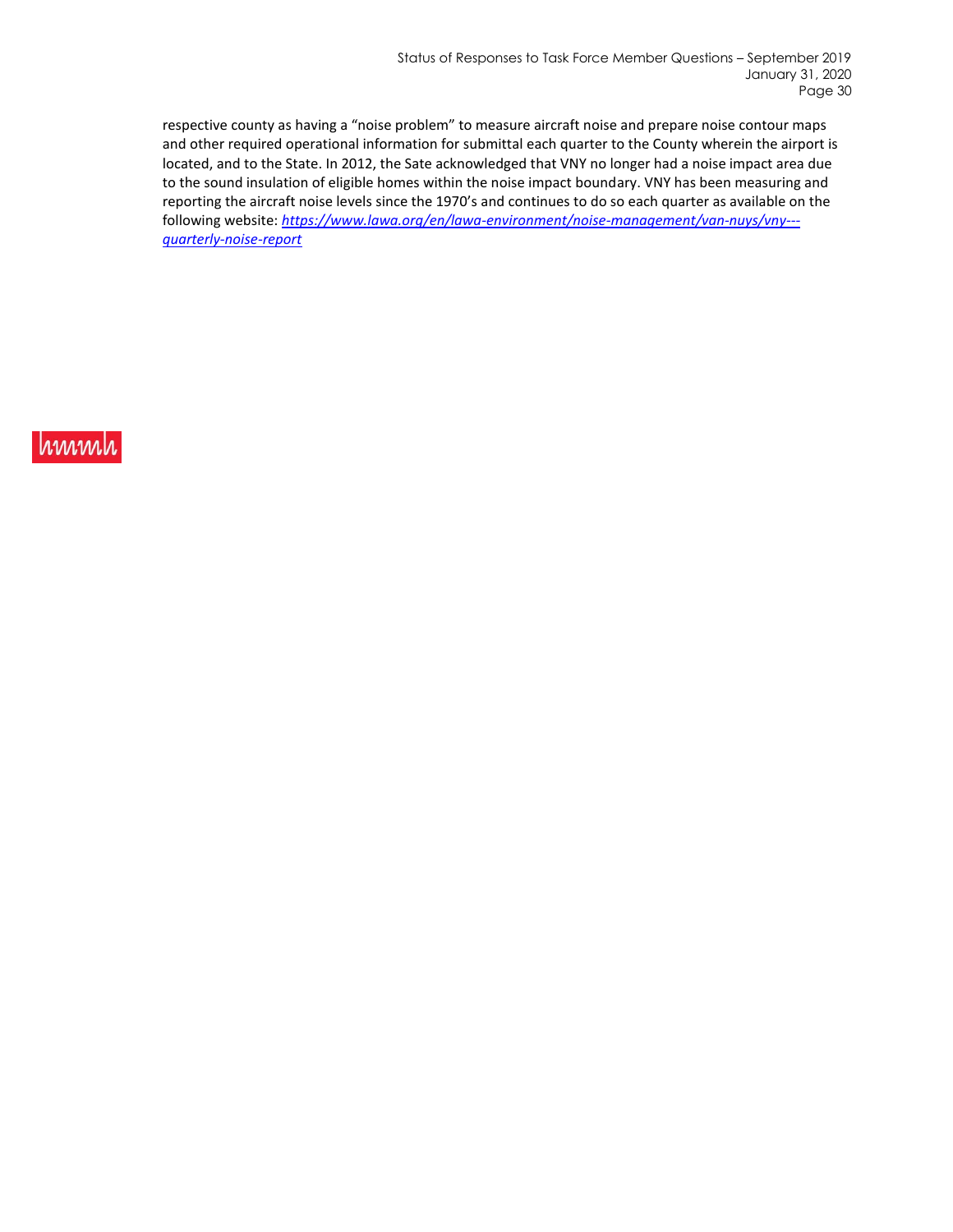respective county as having a "noise problem" to measure aircraft noise and prepare noise contour maps and other required operational information for submittal each quarter to the County wherein the airport is located, and to the State. In 2012, the Sate acknowledged that VNY no longer had a noise impact area due to the sound insulation of eligible homes within the noise impact boundary. VNY has been measuring and reporting the aircraft noise levels since the 1970's and continues to do so each quarter as available on the following website: *https://www.lawa.org/en/lawa-environment/noise-management/van-nuys/vny---quarterly-noise-report*